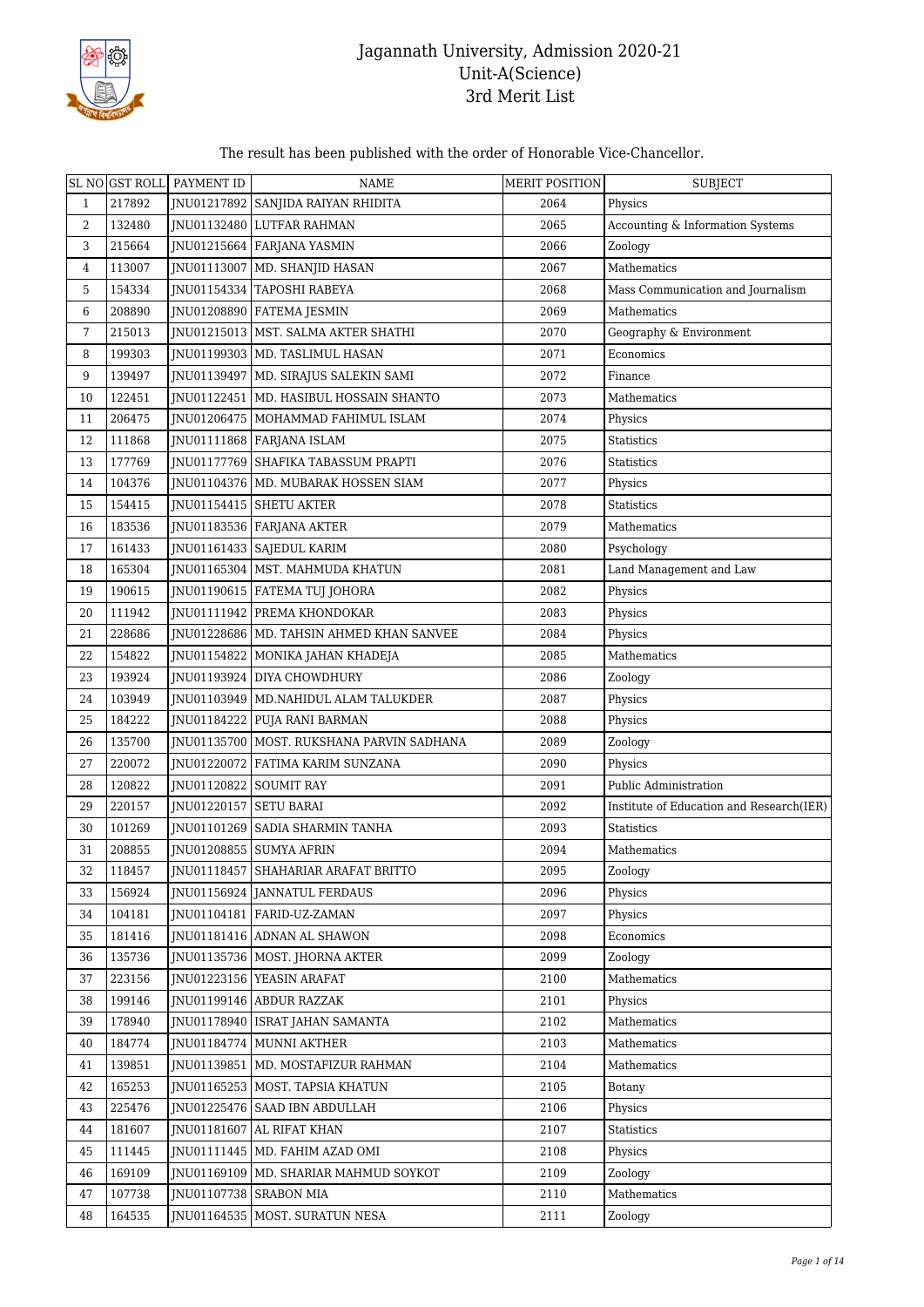# Jagannath University, Admission 2020-21
## Unit-A(Science)
## 3rd Merit List

The result has been published with the order of Honorable Vice-Chancellor.

| SL NO | GST ROLL | PAYMENT ID | NAME | MERIT POSITION | SUBJECT |
|---|---|---|---|---|---|
| 1 | 217892 | JNU01217892 | SANJIDA RAIYAN RHIDITA | 2064 | Physics |
| 2 | 132480 | JNU01132480 | LUTFAR RAHMAN | 2065 | Accounting & Information Systems |
| 3 | 215664 | JNU01215664 | FARJANA YASMIN | 2066 | Zoology |
| 4 | 113007 | JNU01113007 | MD. SHANJID HASAN | 2067 | Mathematics |
| 5 | 154334 | JNU01154334 | TAPOSHI RABEYA | 2068 | Mass Communication and Journalism |
| 6 | 208890 | JNU01208890 | FATEMA JESMIN | 2069 | Mathematics |
| 7 | 215013 | JNU01215013 | MST. SALMA AKTER SHATHI | 2070 | Geography & Environment |
| 8 | 199303 | JNU01199303 | MD. TASLIMUL HASAN | 2071 | Economics |
| 9 | 139497 | JNU01139497 | MD. SIRAJUS SALEKIN SAMI | 2072 | Finance |
| 10 | 122451 | JNU01122451 | MD. HASIBUL HOSSAIN SHANTO | 2073 | Mathematics |
| 11 | 206475 | JNU01206475 | MOHAMMAD FAHIMUL ISLAM | 2074 | Physics |
| 12 | 111868 | JNU01111868 | FARJANA ISLAM | 2075 | Statistics |
| 13 | 177769 | JNU01177769 | SHAFIKA TABASSUM PRAPTI | 2076 | Statistics |
| 14 | 104376 | JNU01104376 | MD. MUBARAK HOSSEN SIAM | 2077 | Physics |
| 15 | 154415 | JNU01154415 | SHETU AKTER | 2078 | Statistics |
| 16 | 183536 | JNU01183536 | FARJANA AKTER | 2079 | Mathematics |
| 17 | 161433 | JNU01161433 | SAJEDUL KARIM | 2080 | Psychology |
| 18 | 165304 | JNU01165304 | MST. MAHMUDA KHATUN | 2081 | Land Management and Law |
| 19 | 190615 | JNU01190615 | FATEMA TUJ JOHORA | 2082 | Physics |
| 20 | 111942 | JNU01111942 | PREMA KHONDOKAR | 2083 | Physics |
| 21 | 228686 | JNU01228686 | MD. TAHSIN AHMED KHAN SANVEE | 2084 | Physics |
| 22 | 154822 | JNU01154822 | MONIKA JAHAN KHADEJA | 2085 | Mathematics |
| 23 | 193924 | JNU01193924 | DIYA CHOWDHURY | 2086 | Zoology |
| 24 | 103949 | JNU01103949 | MD.NAHIDUL ALAM TALUKDER | 2087 | Physics |
| 25 | 184222 | JNU01184222 | PUJA RANI BARMAN | 2088 | Physics |
| 26 | 135700 | JNU01135700 | MOST. RUKSHANA PARVIN SADHANA | 2089 | Zoology |
| 27 | 220072 | JNU01220072 | FATIMA KARIM SUNZANA | 2090 | Physics |
| 28 | 120822 | JNU01120822 | SOUMIT RAY | 2091 | Public Administration |
| 29 | 220157 | JNU01220157 | SETU BARAI | 2092 | Institute of Education and Research(IER) |
| 30 | 101269 | JNU01101269 | SADIA SHARMIN TANHA | 2093 | Statistics |
| 31 | 208855 | JNU01208855 | SUMYA AFRIN | 2094 | Mathematics |
| 32 | 118457 | JNU01118457 | SHAHARIAR ARAFAT BRITTO | 2095 | Zoology |
| 33 | 156924 | JNU01156924 | JANNATUL FERDAUS | 2096 | Physics |
| 34 | 104181 | JNU01104181 | FARID-UZ-ZAMAN | 2097 | Physics |
| 35 | 181416 | JNU01181416 | ADNAN AL SHAWON | 2098 | Economics |
| 36 | 135736 | JNU01135736 | MOST. JHORNA AKTER | 2099 | Zoology |
| 37 | 223156 | JNU01223156 | YEASIN ARAFAT | 2100 | Mathematics |
| 38 | 199146 | JNU01199146 | ABDUR RAZZAK | 2101 | Physics |
| 39 | 178940 | JNU01178940 | ISRAT JAHAN SAMANTA | 2102 | Mathematics |
| 40 | 184774 | JNU01184774 | MUNNI AKTHER | 2103 | Mathematics |
| 41 | 139851 | JNU01139851 | MD. MOSTAFIZUR RAHMAN | 2104 | Mathematics |
| 42 | 165253 | JNU01165253 | MOST. TAPSIA KHATUN | 2105 | Botany |
| 43 | 225476 | JNU01225476 | SAAD IBN ABDULLAH | 2106 | Physics |
| 44 | 181607 | JNU01181607 | AL RIFAT KHAN | 2107 | Statistics |
| 45 | 111445 | JNU01111445 | MD. FAHIM AZAD OMI | 2108 | Physics |
| 46 | 169109 | JNU01169109 | MD. SHARIAR MAHMUD SOYKOT | 2109 | Zoology |
| 47 | 107738 | JNU01107738 | SRABON MIA | 2110 | Mathematics |
| 48 | 164535 | JNU01164535 | MOST. SURATUN NESA | 2111 | Zoology |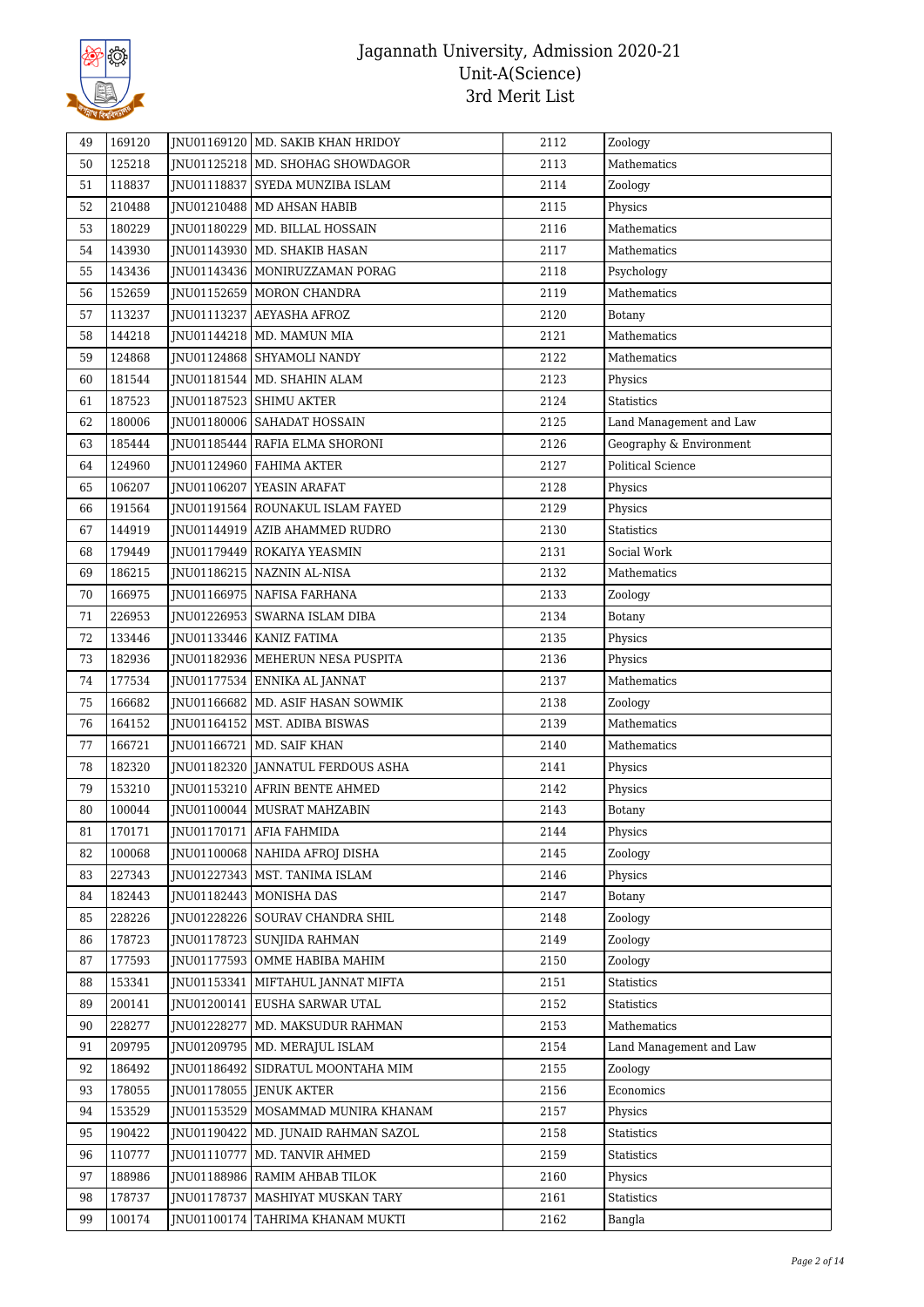# Jagannath University, Admission 2020-21
## Unit-A(Science)
## 3rd Merit List

| | | | | | |
|---|---|---|---|---|---|
| 49 | 169120 | JNU01169120 | MD. SAKIB KHAN HRIDOY | 2112 | Zoology |
| 50 | 125218 | JNU01125218 | MD. SHOHAG SHOWDAGOR | 2113 | Mathematics |
| 51 | 118837 | JNU01118837 | SYEDA MUNZIBA ISLAM | 2114 | Zoology |
| 52 | 210488 | JNU01210488 | MD AHSAN HABIB | 2115 | Physics |
| 53 | 180229 | JNU01180229 | MD. BILLAL HOSSAIN | 2116 | Mathematics |
| 54 | 143930 | JNU01143930 | MD. SHAKIB HASAN | 2117 | Mathematics |
| 55 | 143436 | JNU01143436 | MONIRUZZAMAN PORAG | 2118 | Psychology |
| 56 | 152659 | JNU01152659 | MORON CHANDRA | 2119 | Mathematics |
| 57 | 113237 | JNU01113237 | AEYASHA AFROZ | 2120 | Botany |
| 58 | 144218 | JNU01144218 | MD. MAMUN MIA | 2121 | Mathematics |
| 59 | 124868 | JNU01124868 | SHYAMOLI NANDY | 2122 | Mathematics |
| 60 | 181544 | JNU01181544 | MD. SHAHIN ALAM | 2123 | Physics |
| 61 | 187523 | JNU01187523 | SHIMU AKTER | 2124 | Statistics |
| 62 | 180006 | JNU01180006 | SAHADAT HOSSAIN | 2125 | Land Management and Law |
| 63 | 185444 | JNU01185444 | RAFIA ELMA SHORONI | 2126 | Geography & Environment |
| 64 | 124960 | JNU01124960 | FAHIMA AKTER | 2127 | Political Science |
| 65 | 106207 | JNU01106207 | YEASIN ARAFAT | 2128 | Physics |
| 66 | 191564 | JNU01191564 | ROUNAKUL ISLAM FAYED | 2129 | Physics |
| 67 | 144919 | JNU01144919 | AZIB AHAMMED RUDRO | 2130 | Statistics |
| 68 | 179449 | JNU01179449 | ROKAIYA YEASMIN | 2131 | Social Work |
| 69 | 186215 | JNU01186215 | NAZNIN AL-NISA | 2132 | Mathematics |
| 70 | 166975 | JNU01166975 | NAFISA FARHANA | 2133 | Zoology |
| 71 | 226953 | JNU01226953 | SWARNA ISLAM DIBA | 2134 | Botany |
| 72 | 133446 | JNU01133446 | KANIZ FATIMA | 2135 | Physics |
| 73 | 182936 | JNU01182936 | MEHERUN NESA PUSPITA | 2136 | Physics |
| 74 | 177534 | JNU01177534 | ENNIKA AL JANNAT | 2137 | Mathematics |
| 75 | 166682 | JNU01166682 | MD. ASIF HASAN SOWMIK | 2138 | Zoology |
| 76 | 164152 | JNU01164152 | MST. ADIBA BISWAS | 2139 | Mathematics |
| 77 | 166721 | JNU01166721 | MD. SAIF KHAN | 2140 | Mathematics |
| 78 | 182320 | JNU01182320 | JANNATUL FERDOUS ASHA | 2141 | Physics |
| 79 | 153210 | JNU01153210 | AFRIN BENTE AHMED | 2142 | Physics |
| 80 | 100044 | JNU01100044 | MUSRAT MAHZABIN | 2143 | Botany |
| 81 | 170171 | JNU01170171 | AFIA FAHMIDA | 2144 | Physics |
| 82 | 100068 | JNU01100068 | NAHIDA AFROJ DISHA | 2145 | Zoology |
| 83 | 227343 | JNU01227343 | MST. TANIMA ISLAM | 2146 | Physics |
| 84 | 182443 | JNU01182443 | MONISHA DAS | 2147 | Botany |
| 85 | 228226 | JNU01228226 | SOURAV CHANDRA SHIL | 2148 | Zoology |
| 86 | 178723 | JNU01178723 | SUNJIDA RAHMAN | 2149 | Zoology |
| 87 | 177593 | JNU01177593 | OMME HABIBA MAHIM | 2150 | Zoology |
| 88 | 153341 | JNU01153341 | MIFTAHUL JANNAT MIFTA | 2151 | Statistics |
| 89 | 200141 | JNU01200141 | EUSHA SARWAR UTAL | 2152 | Statistics |
| 90 | 228277 | JNU01228277 | MD. MAKSUDUR RAHMAN | 2153 | Mathematics |
| 91 | 209795 | JNU01209795 | MD. MERAJUL ISLAM | 2154 | Land Management and Law |
| 92 | 186492 | JNU01186492 | SIDRATUL MOONTAHA MIM | 2155 | Zoology |
| 93 | 178055 | JNU01178055 | JENUK AKTER | 2156 | Economics |
| 94 | 153529 | JNU01153529 | MOSAMMAD MUNIRA KHANAM | 2157 | Physics |
| 95 | 190422 | JNU01190422 | MD. JUNAID RAHMAN SAZOL | 2158 | Statistics |
| 96 | 110777 | JNU01110777 | MD. TANVIR AHMED | 2159 | Statistics |
| 97 | 188986 | JNU01188986 | RAMIM AHBAB TILOK | 2160 | Physics |
| 98 | 178737 | JNU01178737 | MASHIYAT MUSKAN TARY | 2161 | Statistics |
| 99 | 100174 | JNU01100174 | TAHRIMA KHANAM MUKTI | 2162 | Bangla |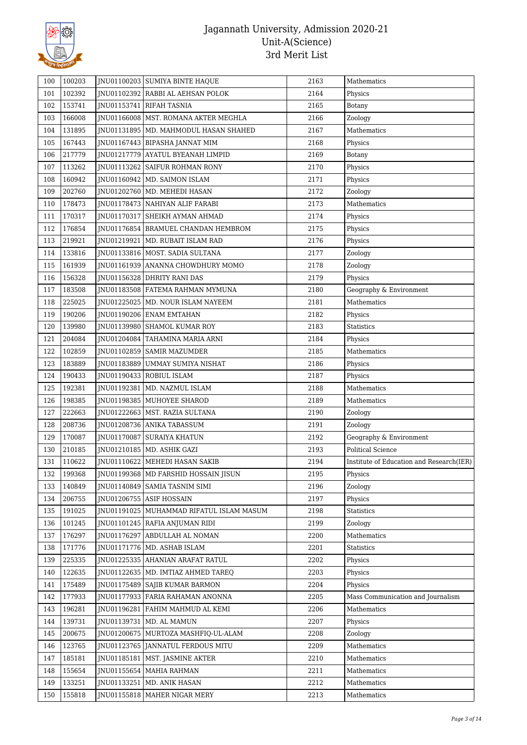| 100 | 100203 | JNU01100203 | SUMIYA BINTE HAQUE | 2163 | Mathematics |
|---|---|---|---|---|---|
| 101 | 102392 | JNU01102392 | RABBI AL AEHSAN POLOK | 2164 | Physics |
| 102 | 153741 | JNU01153741 | RIFAH TASNIA | 2165 | Botany |
| 103 | 166008 | JNU01166008 | MST. ROMANA AKTER MEGHLA | 2166 | Zoology |
| 104 | 131895 | JNU01131895 | MD. MAHMODUL HASAN SHAHED | 2167 | Mathematics |
| 105 | 167443 | JNU01167443 | BIPASHA JANNAT MIM | 2168 | Physics |
| 106 | 217779 | JNU01217779 | AYATUL BYEANAH LIMPID | 2169 | Botany |
| 107 | 113262 | JNU01113262 | SAIFUR ROHMAN RONY | 2170 | Physics |
| 108 | 160942 | JNU01160942 | MD. SAIMON ISLAM | 2171 | Physics |
| 109 | 202760 | JNU01202760 | MD. MEHEDI HASAN | 2172 | Zoology |
| 110 | 178473 | JNU01178473 | NAHIYAN ALIF FARABI | 2173 | Mathematics |
| 111 | 170317 | JNU01170317 | SHEIKH AYMAN AHMAD | 2174 | Physics |
| 112 | 176854 | JNU01176854 | BRAMUEL CHANDAN HEMBROM | 2175 | Physics |
| 113 | 219921 | JNU01219921 | MD. RUBAIT ISLAM RAD | 2176 | Physics |
| 114 | 133816 | JNU01133816 | MOST. SADIA SULTANA | 2177 | Zoology |
| 115 | 161939 | JNU01161939 | ANANNA CHOWDHURY MOMO | 2178 | Zoology |
| 116 | 156328 | JNU01156328 | DHRITY RANI DAS | 2179 | Physics |
| 117 | 183508 | JNU01183508 | FATEMA RAHMAN MYMUNA | 2180 | Geography & Environment |
| 118 | 225025 | JNU01225025 | MD. NOUR ISLAM NAYEEM | 2181 | Mathematics |
| 119 | 190206 | JNU01190206 | ENAM EMTAHAN | 2182 | Physics |
| 120 | 139980 | JNU01139980 | SHAMOL KUMAR ROY | 2183 | Statistics |
| 121 | 204084 | JNU01204084 | TAHAMINA MARIA ARNI | 2184 | Physics |
| 122 | 102859 | JNU01102859 | SAMIR MAZUMDER | 2185 | Mathematics |
| 123 | 183889 | JNU01183889 | UMMAY SUMIYA NISHAT | 2186 | Physics |
| 124 | 190433 | JNU01190433 | ROBIUL ISLAM | 2187 | Physics |
| 125 | 192381 | JNU01192381 | MD. NAZMUL ISLAM | 2188 | Mathematics |
| 126 | 198385 | JNU01198385 | MUHOYEE SHAROD | 2189 | Mathematics |
| 127 | 222663 | JNU01222663 | MST. RAZIA SULTANA | 2190 | Zoology |
| 128 | 208736 | JNU01208736 | ANIKA TABASSUM | 2191 | Zoology |
| 129 | 170087 | JNU01170087 | SURAIYA KHATUN | 2192 | Geography & Environment |
| 130 | 210185 | JNU01210185 | MD. ASHIK GAZI | 2193 | Political Science |
| 131 | 110622 | JNU01110622 | MEHEDI HASAN SAKIB | 2194 | Institute of Education and Research(IER) |
| 132 | 199368 | JNU01199368 | MD FARSHID HOSSAIN JISUN | 2195 | Physics |
| 133 | 140849 | JNU01140849 | SAMIA TASNIM SIMI | 2196 | Zoology |
| 134 | 206755 | JNU01206755 | ASIF HOSSAIN | 2197 | Physics |
| 135 | 191025 | JNU01191025 | MUHAMMAD RIFATUL ISLAM MASUM | 2198 | Statistics |
| 136 | 101245 | JNU01101245 | RAFIA ANJUMAN RIDI | 2199 | Zoology |
| 137 | 176297 | JNU01176297 | ABDULLAH AL NOMAN | 2200 | Mathematics |
| 138 | 171776 | JNU01171776 | MD. ASHAB ISLAM | 2201 | Statistics |
| 139 | 225335 | JNU01225335 | AHANIAN ARAFAT RATUL | 2202 | Physics |
| 140 | 122635 | JNU01122635 | MD. IMTIAZ AHMED TAREQ | 2203 | Physics |
| 141 | 175489 | JNU01175489 | SAJIB KUMAR BARMON | 2204 | Physics |
| 142 | 177933 | JNU01177933 | FARIA RAHAMAN ANONNA | 2205 | Mass Communication and Journalism |
| 143 | 196281 | JNU01196281 | FAHIM MAHMUD AL KEMI | 2206 | Mathematics |
| 144 | 139731 | JNU01139731 | MD. AL MAMUN | 2207 | Physics |
| 145 | 200675 | JNU01200675 | MURTOZA MASHFIQ-UL-ALAM | 2208 | Zoology |
| 146 | 123765 | JNU01123765 | JANNATUL FERDOUS MITU | 2209 | Mathematics |
| 147 | 185181 | JNU01185181 | MST. JASMINE AKTER | 2210 | Mathematics |
| 148 | 155654 | JNU01155654 | MAHIA RAHMAN | 2211 | Mathematics |
| 149 | 133251 | JNU01133251 | MD. ANIK HASAN | 2212 | Mathematics |
| 150 | 155818 | JNU01155818 | MAHER NIGAR MERY | 2213 | Mathematics |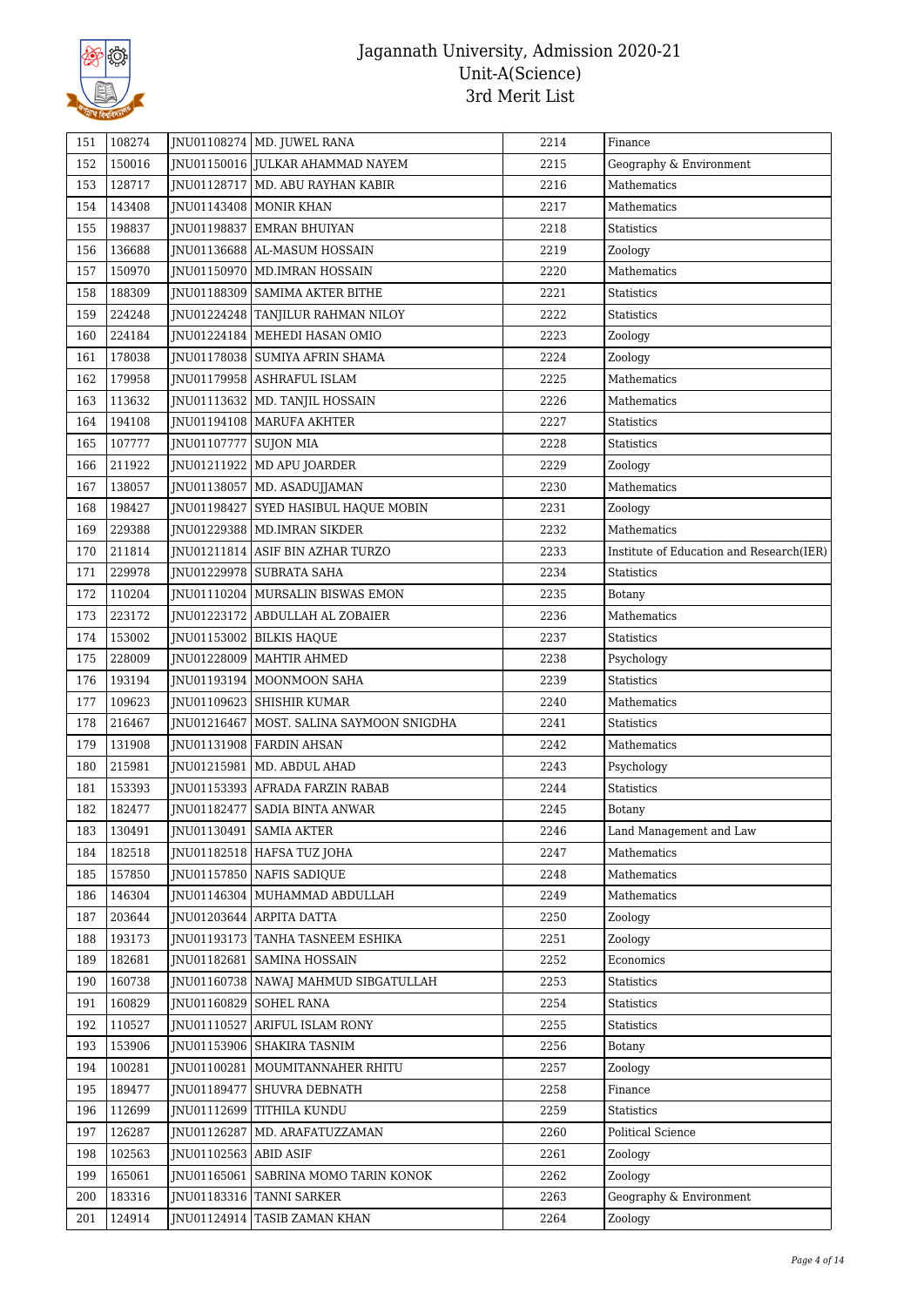# Jagannath University, Admission 2020-21
## Unit-A(Science)
## 3rd Merit List

| | | | | | |
|---|---|---|---|---|---|
| 151 | 108274 | JNU01108274 | MD. JUWEL RANA | 2214 | Finance |
| 152 | 150016 | JNU01150016 | JULKAR AHAMMAD NAYEM | 2215 | Geography & Environment |
| 153 | 128717 | JNU01128717 | MD. ABU RAYHAN KABIR | 2216 | Mathematics |
| 154 | 143408 | JNU01143408 | MONIR KHAN | 2217 | Mathematics |
| 155 | 198837 | JNU01198837 | EMRAN BHUIYAN | 2218 | Statistics |
| 156 | 136688 | JNU01136688 | AL-MASUM HOSSAIN | 2219 | Zoology |
| 157 | 150970 | JNU01150970 | MD.IMRAN HOSSAIN | 2220 | Mathematics |
| 158 | 188309 | JNU01188309 | SAMIMA AKTER BITHE | 2221 | Statistics |
| 159 | 224248 | JNU01224248 | TANJILUR RAHMAN NILOY | 2222 | Statistics |
| 160 | 224184 | JNU01224184 | MEHEDI HASAN OMIO | 2223 | Zoology |
| 161 | 178038 | JNU01178038 | SUMIYA AFRIN SHAMA | 2224 | Zoology |
| 162 | 179958 | JNU01179958 | ASHRAFUL ISLAM | 2225 | Mathematics |
| 163 | 113632 | JNU01113632 | MD. TANJIL HOSSAIN | 2226 | Mathematics |
| 164 | 194108 | JNU01194108 | MARUFA AKHTER | 2227 | Statistics |
| 165 | 107777 | JNU01107777 | SUJON MIA | 2228 | Statistics |
| 166 | 211922 | JNU01211922 | MD APU JOARDER | 2229 | Zoology |
| 167 | 138057 | JNU01138057 | MD. ASADUJJAMAN | 2230 | Mathematics |
| 168 | 198427 | JNU01198427 | SYED HASIBUL HAQUE MOBIN | 2231 | Zoology |
| 169 | 229388 | JNU01229388 | MD.IMRAN SIKDER | 2232 | Mathematics |
| 170 | 211814 | JNU01211814 | ASIF BIN AZHAR TURZO | 2233 | Institute of Education and Research(IER) |
| 171 | 229978 | JNU01229978 | SUBRATA SAHA | 2234 | Statistics |
| 172 | 110204 | JNU01110204 | MURSALIN BISWAS EMON | 2235 | Botany |
| 173 | 223172 | JNU01223172 | ABDULLAH AL ZOBAIER | 2236 | Mathematics |
| 174 | 153002 | JNU01153002 | BILKIS HAQUE | 2237 | Statistics |
| 175 | 228009 | JNU01228009 | MAHTIR AHMED | 2238 | Psychology |
| 176 | 193194 | JNU01193194 | MOONMOON SAHA | 2239 | Statistics |
| 177 | 109623 | JNU01109623 | SHISHIR KUMAR | 2240 | Mathematics |
| 178 | 216467 | JNU01216467 | MOST. SALINA SAYMOON SNIGDHA | 2241 | Statistics |
| 179 | 131908 | JNU01131908 | FARDIN AHSAN | 2242 | Mathematics |
| 180 | 215981 | JNU01215981 | MD. ABDUL AHAD | 2243 | Psychology |
| 181 | 153393 | JNU01153393 | AFRADA FARZIN RABAB | 2244 | Statistics |
| 182 | 182477 | JNU01182477 | SADIA BINTA ANWAR | 2245 | Botany |
| 183 | 130491 | JNU01130491 | SAMIA AKTER | 2246 | Land Management and Law |
| 184 | 182518 | JNU01182518 | HAFSA TUZ JOHA | 2247 | Mathematics |
| 185 | 157850 | JNU01157850 | NAFIS SADIQUE | 2248 | Mathematics |
| 186 | 146304 | JNU01146304 | MUHAMMAD ABDULLAH | 2249 | Mathematics |
| 187 | 203644 | JNU01203644 | ARPITA DATTA | 2250 | Zoology |
| 188 | 193173 | JNU01193173 | TANHA TASNEEM ESHIKA | 2251 | Zoology |
| 189 | 182681 | JNU01182681 | SAMINA HOSSAIN | 2252 | Economics |
| 190 | 160738 | JNU01160738 | NAWAJ MAHMUD SIBGATULLAH | 2253 | Statistics |
| 191 | 160829 | JNU01160829 | SOHEL RANA | 2254 | Statistics |
| 192 | 110527 | JNU01110527 | ARIFUL ISLAM RONY | 2255 | Statistics |
| 193 | 153906 | JNU01153906 | SHAKIRA TASNIM | 2256 | Botany |
| 194 | 100281 | JNU01100281 | MOUMITANNAHER RHITU | 2257 | Zoology |
| 195 | 189477 | JNU01189477 | SHUVRA DEBNATH | 2258 | Finance |
| 196 | 112699 | JNU01112699 | TITHILA KUNDU | 2259 | Statistics |
| 197 | 126287 | JNU01126287 | MD. ARAFATUZZAMAN | 2260 | Political Science |
| 198 | 102563 | JNU01102563 | ABID ASIF | 2261 | Zoology |
| 199 | 165061 | JNU01165061 | SABRINA MOMO TARIN KONOK | 2262 | Zoology |
| 200 | 183316 | JNU01183316 | TANNI SARKER | 2263 | Geography & Environment |
| 201 | 124914 | JNU01124914 | TASIB ZAMAN KHAN | 2264 | Zoology |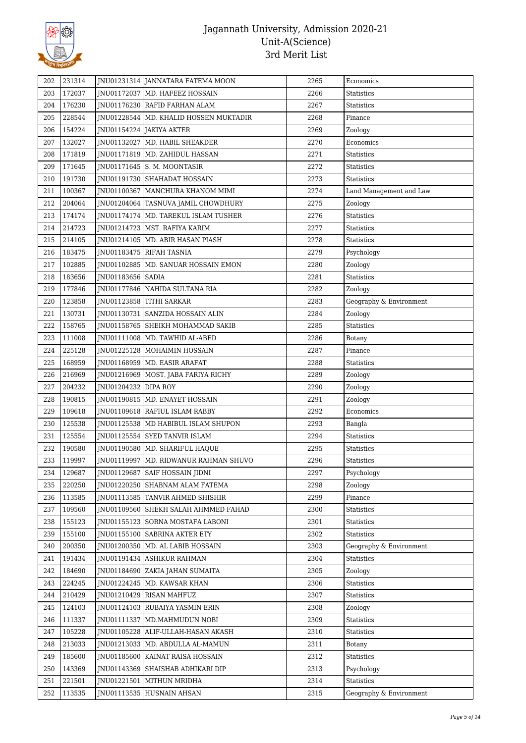# Jagannath University, Admission 2020-21
## Unit-A(Science)
## 3rd Merit List

| | | | | | |
|---|---|---|---|---|---|
| 202 | 231314 | JNU01231314 | JANNATARA FATEMA MOON | 2265 | Economics |
| 203 | 172037 | JNU01172037 | MD. HAFEEZ HOSSAIN | 2266 | Statistics |
| 204 | 176230 | JNU01176230 | RAFID FARHAN ALAM | 2267 | Statistics |
| 205 | 228544 | JNU01228544 | MD. KHALID HOSSEN MUKTADIR | 2268 | Finance |
| 206 | 154224 | JNU01154224 | JAKIYA AKTER | 2269 | Zoology |
| 207 | 132027 | JNU01132027 | MD. HABIL SHEAKDER | 2270 | Economics |
| 208 | 171819 | JNU01171819 | MD. ZAHIDUL HASSAN | 2271 | Statistics |
| 209 | 171645 | JNU01171645 | S. M. MOONTASIR | 2272 | Statistics |
| 210 | 191730 | JNU01191730 | SHAHADAT HOSSAIN | 2273 | Statistics |
| 211 | 100367 | JNU01100367 | MANCHURA KHANOM MIMI | 2274 | Land Management and Law |
| 212 | 204064 | JNU01204064 | TASNUVA JAMIL CHOWDHURY | 2275 | Zoology |
| 213 | 174174 | JNU01174174 | MD. TAREKUL ISLAM TUSHER | 2276 | Statistics |
| 214 | 214723 | JNU01214723 | MST. RAFIYA KARIM | 2277 | Statistics |
| 215 | 214105 | JNU01214105 | MD. ABIR HASAN PIASH | 2278 | Statistics |
| 216 | 183475 | JNU01183475 | RIFAH TASNIA | 2279 | Psychology |
| 217 | 102885 | JNU01102885 | MD. SANUAR HOSSAIN EMON | 2280 | Zoology |
| 218 | 183656 | JNU01183656 | SADIA | 2281 | Statistics |
| 219 | 177846 | JNU01177846 | NAHIDA SULTANA RIA | 2282 | Zoology |
| 220 | 123858 | JNU01123858 | TITHI SARKAR | 2283 | Geography & Environment |
| 221 | 130731 | JNU01130731 | SANZIDA HOSSAIN ALIN | 2284 | Zoology |
| 222 | 158765 | JNU01158765 | SHEIKH MOHAMMAD SAKIB | 2285 | Statistics |
| 223 | 111008 | JNU01111008 | MD. TAWHID AL-ABED | 2286 | Botany |
| 224 | 225128 | JNU01225128 | MOHAIMIN HOSSAIN | 2287 | Finance |
| 225 | 168959 | JNU01168959 | MD. EASIR ARAFAT | 2288 | Statistics |
| 226 | 216969 | JNU01216969 | MOST. JABA FARIYA RICHY | 2289 | Zoology |
| 227 | 204232 | JNU01204232 | DIPA ROY | 2290 | Zoology |
| 228 | 190815 | JNU01190815 | MD. ENAYET HOSSAIN | 2291 | Zoology |
| 229 | 109618 | JNU01109618 | RAFIUL ISLAM RABBY | 2292 | Economics |
| 230 | 125538 | JNU01125538 | MD HABIBUL ISLAM SHUPON | 2293 | Bangla |
| 231 | 125554 | JNU01125554 | SYED TANVIR ISLAM | 2294 | Statistics |
| 232 | 190580 | JNU01190580 | MD. SHARIFUL HAQUE | 2295 | Statistics |
| 233 | 119997 | JNU01119997 | MD. RIDWANUR RAHMAN SHUVO | 2296 | Statistics |
| 234 | 129687 | JNU01129687 | SAIF HOSSAIN JIDNI | 2297 | Psychology |
| 235 | 220250 | JNU01220250 | SHABNAM ALAM FATEMA | 2298 | Zoology |
| 236 | 113585 | JNU01113585 | TANVIR AHMED SHISHIR | 2299 | Finance |
| 237 | 109560 | JNU01109560 | SHEKH SALAH AHMMED FAHAD | 2300 | Statistics |
| 238 | 155123 | JNU01155123 | SORNA MOSTAFA LABONI | 2301 | Statistics |
| 239 | 155100 | JNU01155100 | SABRINA AKTER ETY | 2302 | Statistics |
| 240 | 200350 | JNU01200350 | MD. AL LABIB HOSSAIN | 2303 | Geography & Environment |
| 241 | 191434 | JNU01191434 | ASHIKUR RAHMAN | 2304 | Statistics |
| 242 | 184690 | JNU01184690 | ZAKIA JAHAN SUMAITA | 2305 | Zoology |
| 243 | 224245 | JNU01224245 | MD. KAWSAR KHAN | 2306 | Statistics |
| 244 | 210429 | JNU01210429 | RISAN MAHFUZ | 2307 | Statistics |
| 245 | 124103 | JNU01124103 | RUBAIYA YASMIN ERIN | 2308 | Zoology |
| 246 | 111337 | JNU01111337 | MD.MAHMUDUN NOBI | 2309 | Statistics |
| 247 | 105228 | JNU01105228 | ALIF-ULLAH-HASAN AKASH | 2310 | Statistics |
| 248 | 213033 | JNU01213033 | MD. ABDULLA AL-MAMUN | 2311 | Botany |
| 249 | 185600 | JNU01185600 | KAINAT RAISA HOSSAIN | 2312 | Statistics |
| 250 | 143369 | JNU01143369 | SHAISHAB ADHIKARI DIP | 2313 | Psychology |
| 251 | 221501 | JNU01221501 | MITHUN MRIDHA | 2314 | Statistics |
| 252 | 113535 | JNU01113535 | HUSNAIN AHSAN | 2315 | Geography & Environment |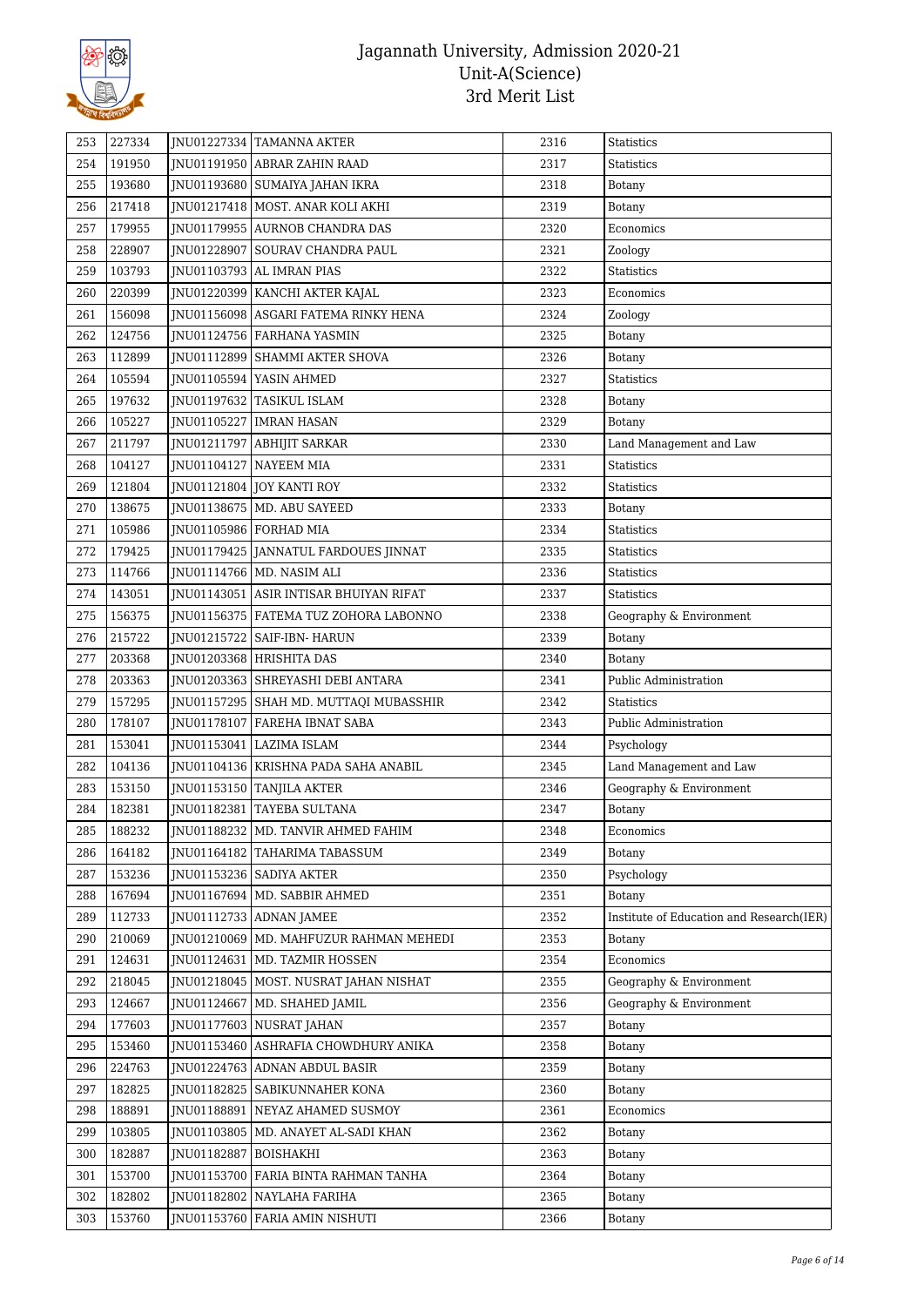# Jagannath University, Admission 2020-21
## Unit-A(Science)
## 3rd Merit List

| | | | | | |
|---|---|---|---|---|---|
| 253 | 227334 | JNU01227334 | TAMANNA AKTER | 2316 | Statistics |
| 254 | 191950 | JNU01191950 | ABRAR ZAHIN RAAD | 2317 | Statistics |
| 255 | 193680 | JNU01193680 | SUMAIYA JAHAN IKRA | 2318 | Botany |
| 256 | 217418 | JNU01217418 | MOST. ANAR KOLI AKHI | 2319 | Botany |
| 257 | 179955 | JNU01179955 | AURNOB CHANDRA DAS | 2320 | Economics |
| 258 | 228907 | JNU01228907 | SOURAV CHANDRA PAUL | 2321 | Zoology |
| 259 | 103793 | JNU01103793 | AL IMRAN PIAS | 2322 | Statistics |
| 260 | 220399 | JNU01220399 | KANCHI AKTER KAJAL | 2323 | Economics |
| 261 | 156098 | JNU01156098 | ASGARI FATEMA RINKY HENA | 2324 | Zoology |
| 262 | 124756 | JNU01124756 | FARHANA YASMIN | 2325 | Botany |
| 263 | 112899 | JNU01112899 | SHAMMI AKTER SHOVA | 2326 | Botany |
| 264 | 105594 | JNU01105594 | YASIN AHMED | 2327 | Statistics |
| 265 | 197632 | JNU01197632 | TASIKUL ISLAM | 2328 | Botany |
| 266 | 105227 | JNU01105227 | IMRAN HASAN | 2329 | Botany |
| 267 | 211797 | JNU01211797 | ABHIJIT SARKAR | 2330 | Land Management and Law |
| 268 | 104127 | JNU01104127 | NAYEEM MIA | 2331 | Statistics |
| 269 | 121804 | JNU01121804 | JOY KANTI ROY | 2332 | Statistics |
| 270 | 138675 | JNU01138675 | MD. ABU SAYEED | 2333 | Botany |
| 271 | 105986 | JNU01105986 | FORHAD MIA | 2334 | Statistics |
| 272 | 179425 | JNU01179425 | JANNATUL FARDOUES JINNAT | 2335 | Statistics |
| 273 | 114766 | JNU01114766 | MD. NASIM ALI | 2336 | Statistics |
| 274 | 143051 | JNU01143051 | ASIR INTISAR BHUIYAN RIFAT | 2337 | Statistics |
| 275 | 156375 | JNU01156375 | FATEMA TUZ ZOHORA LABONNO | 2338 | Geography & Environment |
| 276 | 215722 | JNU01215722 | SAIF-IBN- HARUN | 2339 | Botany |
| 277 | 203368 | JNU01203368 | HRISHITA DAS | 2340 | Botany |
| 278 | 203363 | JNU01203363 | SHREYASHI DEBI ANTARA | 2341 | Public Administration |
| 279 | 157295 | JNU01157295 | SHAH MD. MUTTAQI MUBASSHIR | 2342 | Statistics |
| 280 | 178107 | JNU01178107 | FAREHA IBNAT SABA | 2343 | Public Administration |
| 281 | 153041 | JNU01153041 | LAZIMA ISLAM | 2344 | Psychology |
| 282 | 104136 | JNU01104136 | KRISHNA PADA SAHA ANABIL | 2345 | Land Management and Law |
| 283 | 153150 | JNU01153150 | TANJILA AKTER | 2346 | Geography & Environment |
| 284 | 182381 | JNU01182381 | TAYEBA SULTANA | 2347 | Botany |
| 285 | 188232 | JNU01188232 | MD. TANVIR AHMED FAHIM | 2348 | Economics |
| 286 | 164182 | JNU01164182 | TAHARIMA TABASSUM | 2349 | Botany |
| 287 | 153236 | JNU01153236 | SADIYA AKTER | 2350 | Psychology |
| 288 | 167694 | JNU01167694 | MD. SABBIR AHMED | 2351 | Botany |
| 289 | 112733 | JNU01112733 | ADNAN JAMEE | 2352 | Institute of Education and Research(IER) |
| 290 | 210069 | JNU01210069 | MD. MAHFUZUR RAHMAN MEHEDI | 2353 | Botany |
| 291 | 124631 | JNU01124631 | MD. TAZMIR HOSSEN | 2354 | Economics |
| 292 | 218045 | JNU01218045 | MOST. NUSRAT JAHAN NISHAT | 2355 | Geography & Environment |
| 293 | 124667 | JNU01124667 | MD. SHAHED JAMIL | 2356 | Geography & Environment |
| 294 | 177603 | JNU01177603 | NUSRAT JAHAN | 2357 | Botany |
| 295 | 153460 | JNU01153460 | ASHRAFIA CHOWDHURY ANIKA | 2358 | Botany |
| 296 | 224763 | JNU01224763 | ADNAN ABDUL BASIR | 2359 | Botany |
| 297 | 182825 | JNU01182825 | SABIKUNNAHER KONA | 2360 | Botany |
| 298 | 188891 | JNU01188891 | NEYAZ AHAMED SUSMOY | 2361 | Economics |
| 299 | 103805 | JNU01103805 | MD. ANAYET AL-SADI KHAN | 2362 | Botany |
| 300 | 182887 | JNU01182887 | BOISHAKHI | 2363 | Botany |
| 301 | 153700 | JNU01153700 | FARIA BINTA RAHMAN TANHA | 2364 | Botany |
| 302 | 182802 | JNU01182802 | NAYLAHA FARIHA | 2365 | Botany |
| 303 | 153760 | JNU01153760 | FARIA AMIN NISHUTI | 2366 | Botany |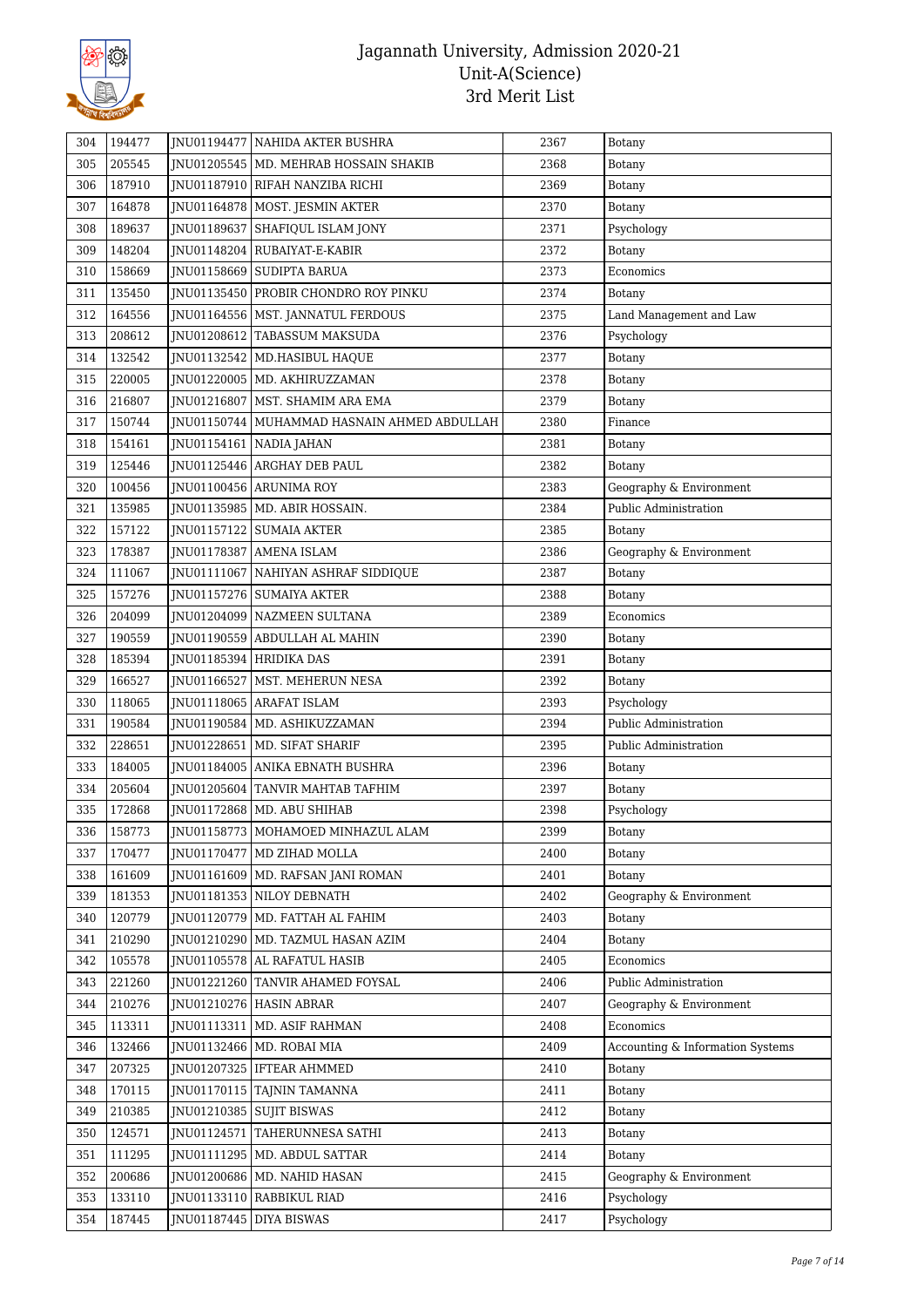# Jagannath University, Admission 2020-21
## Unit-A(Science)
## 3rd Merit List

| 304 | 194477 | JNU01194477 | NAHIDA AKTER BUSHRA | 2367 | Botany |
|---|---|---|---|---|---|
| 305 | 205545 | JNU01205545 | MD. MEHRAB HOSSAIN SHAKIB | 2368 | Botany |
| 306 | 187910 | JNU01187910 | RIFAH NANZIBA RICHI | 2369 | Botany |
| 307 | 164878 | JNU01164878 | MOST. JESMIN AKTER | 2370 | Botany |
| 308 | 189637 | JNU01189637 | SHAFIQUL ISLAM JONY | 2371 | Psychology |
| 309 | 148204 | JNU01148204 | RUBAIYAT-E-KABIR | 2372 | Botany |
| 310 | 158669 | JNU01158669 | SUDIPTA BARUA | 2373 | Economics |
| 311 | 135450 | JNU01135450 | PROBIR CHONDRO ROY PINKU | 2374 | Botany |
| 312 | 164556 | JNU01164556 | MST. JANNATUL FERDOUS | 2375 | Land Management and Law |
| 313 | 208612 | JNU01208612 | TABASSUM MAKSUDA | 2376 | Psychology |
| 314 | 132542 | JNU01132542 | MD.HASIBUL HAQUE | 2377 | Botany |
| 315 | 220005 | JNU01220005 | MD. AKHIRUZZAMAN | 2378 | Botany |
| 316 | 216807 | JNU01216807 | MST. SHAMIM ARA EMA | 2379 | Botany |
| 317 | 150744 | JNU01150744 | MUHAMMAD HASNAIN AHMED ABDULLAH | 2380 | Finance |
| 318 | 154161 | JNU01154161 | NADIA JAHAN | 2381 | Botany |
| 319 | 125446 | JNU01125446 | ARGHAY DEB PAUL | 2382 | Botany |
| 320 | 100456 | JNU01100456 | ARUNIMA ROY | 2383 | Geography & Environment |
| 321 | 135985 | JNU01135985 | MD. ABIR HOSSAIN. | 2384 | Public Administration |
| 322 | 157122 | JNU01157122 | SUMAIA AKTER | 2385 | Botany |
| 323 | 178387 | JNU01178387 | AMENA ISLAM | 2386 | Geography & Environment |
| 324 | 111067 | JNU01111067 | NAHIYAN ASHRAF SIDDIQUE | 2387 | Botany |
| 325 | 157276 | JNU01157276 | SUMAIYA AKTER | 2388 | Botany |
| 326 | 204099 | JNU01204099 | NAZMEEN SULTANA | 2389 | Economics |
| 327 | 190559 | JNU01190559 | ABDULLAH AL MAHIN | 2390 | Botany |
| 328 | 185394 | JNU01185394 | HRIDIKA DAS | 2391 | Botany |
| 329 | 166527 | JNU01166527 | MST. MEHERUN NESA | 2392 | Botany |
| 330 | 118065 | JNU01118065 | ARAFAT ISLAM | 2393 | Psychology |
| 331 | 190584 | JNU01190584 | MD. ASHIKUZZAMAN | 2394 | Public Administration |
| 332 | 228651 | JNU01228651 | MD. SIFAT SHARIF | 2395 | Public Administration |
| 333 | 184005 | JNU01184005 | ANIKA EBNATH BUSHRA | 2396 | Botany |
| 334 | 205604 | JNU01205604 | TANVIR MAHTAB TAFHIM | 2397 | Botany |
| 335 | 172868 | JNU01172868 | MD. ABU SHIHAB | 2398 | Psychology |
| 336 | 158773 | JNU01158773 | MOHAMOED MINHAZUL ALAM | 2399 | Botany |
| 337 | 170477 | JNU01170477 | MD ZIHAD MOLLA | 2400 | Botany |
| 338 | 161609 | JNU01161609 | MD. RAFSAN JANI ROMAN | 2401 | Botany |
| 339 | 181353 | JNU01181353 | NILOY DEBNATH | 2402 | Geography & Environment |
| 340 | 120779 | JNU01120779 | MD. FATTAH AL FAHIM | 2403 | Botany |
| 341 | 210290 | JNU01210290 | MD. TAZMUL HASAN AZIM | 2404 | Botany |
| 342 | 105578 | JNU01105578 | AL RAFATUL HASIB | 2405 | Economics |
| 343 | 221260 | JNU01221260 | TANVIR AHAMED FOYSAL | 2406 | Public Administration |
| 344 | 210276 | JNU01210276 | HASIN ABRAR | 2407 | Geography & Environment |
| 345 | 113311 | JNU01113311 | MD. ASIF RAHMAN | 2408 | Economics |
| 346 | 132466 | JNU01132466 | MD. ROBAI MIA | 2409 | Accounting & Information Systems |
| 347 | 207325 | JNU01207325 | IFTEAR AHMMED | 2410 | Botany |
| 348 | 170115 | JNU01170115 | TAJNIN TAMANNA | 2411 | Botany |
| 349 | 210385 | JNU01210385 | SUJIT BISWAS | 2412 | Botany |
| 350 | 124571 | JNU01124571 | TAHERUNNESA SATHI | 2413 | Botany |
| 351 | 111295 | JNU01111295 | MD. ABDUL SATTAR | 2414 | Botany |
| 352 | 200686 | JNU01200686 | MD. NAHID HASAN | 2415 | Geography & Environment |
| 353 | 133110 | JNU01133110 | RABBIKUL RIAD | 2416 | Psychology |
| 354 | 187445 | JNU01187445 | DIYA BISWAS | 2417 | Psychology |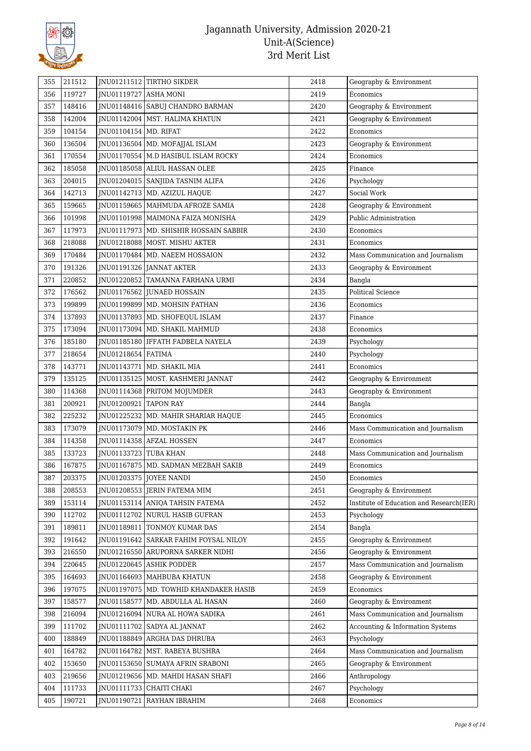# Jagannath University, Admission 2020-21
## Unit-A(Science)
## 3rd Merit List

| | | | | | |
|---|---|---|---|---|---|
| 355 | 211512 | JNU01211512 | TIRTHO SIKDER | 2418 | Geography & Environment |
| 356 | 119727 | JNU01119727 | ASHA MONI | 2419 | Economics |
| 357 | 148416 | JNU01148416 | SABUJ CHANDRO BARMAN | 2420 | Geography & Environment |
| 358 | 142004 | JNU01142004 | MST. HALIMA KHATUN | 2421 | Geography & Environment |
| 359 | 104154 | JNU01104154 | MD. RIFAT | 2422 | Economics |
| 360 | 136504 | JNU01136504 | MD. MOFAJJAL ISLAM | 2423 | Geography & Environment |
| 361 | 170554 | JNU01170554 | M.D HASIBUL ISLAM ROCKY | 2424 | Economics |
| 362 | 185058 | JNU01185058 | ALIUL HASSAN OLEE | 2425 | Finance |
| 363 | 204015 | JNU01204015 | SANJIDA TASNIM ALIFA | 2426 | Psychology |
| 364 | 142713 | JNU01142713 | MD. AZIZUL HAQUE | 2427 | Social Work |
| 365 | 159665 | JNU01159665 | MAHMUDA AFROZE SAMIA | 2428 | Geography & Environment |
| 366 | 101998 | JNU01101998 | MAIMONA FAIZA MONISHA | 2429 | Public Administration |
| 367 | 117973 | JNU01117973 | MD. SHISHIR HOSSAIN SABBIR | 2430 | Economics |
| 368 | 218088 | JNU01218088 | MOST. MISHU AKTER | 2431 | Economics |
| 369 | 170484 | JNU01170484 | MD. NAEEM HOSSAION | 2432 | Mass Communication and Journalism |
| 370 | 191326 | JNU01191326 | JANNAT AKTER | 2433 | Geography & Environment |
| 371 | 220852 | JNU01220852 | TAMANNA FARHANA URMI | 2434 | Bangla |
| 372 | 176562 | JNU01176562 | JUNAED HOSSAIN | 2435 | Political Science |
| 373 | 199899 | JNU01199899 | MD. MOHSIN PATHAN | 2436 | Economics |
| 374 | 137893 | JNU01137893 | MD. SHOFEQUL ISLAM | 2437 | Finance |
| 375 | 173094 | JNU01173094 | MD. SHAKIL MAHMUD | 2438 | Economics |
| 376 | 185180 | JNU01185180 | IFFATH FADBELA NAYELA | 2439 | Psychology |
| 377 | 218654 | JNU01218654 | FATIMA | 2440 | Psychology |
| 378 | 143771 | JNU01143771 | MD. SHAKIL MIA | 2441 | Economics |
| 379 | 135125 | JNU01135125 | MOST. KASHMERI JANNAT | 2442 | Geography & Environment |
| 380 | 114368 | JNU01114368 | PRITOM MOJUMDER | 2443 | Geography & Environment |
| 381 | 200921 | JNU01200921 | TAPON RAY | 2444 | Bangla |
| 382 | 225232 | JNU01225232 | MD. MAHIR SHARIAR HAQUE | 2445 | Economics |
| 383 | 173079 | JNU01173079 | MD. MOSTAKIN PK | 2446 | Mass Communication and Journalism |
| 384 | 114358 | JNU01114358 | AFZAL HOSSEN | 2447 | Economics |
| 385 | 133723 | JNU01133723 | TUBA KHAN | 2448 | Mass Communication and Journalism |
| 386 | 167875 | JNU01167875 | MD. SADMAN MEZBAH SAKIB | 2449 | Economics |
| 387 | 203375 | JNU01203375 | JOYEE NANDI | 2450 | Economics |
| 388 | 208553 | JNU01208553 | JERIN FATEMA MIM | 2451 | Geography & Environment |
| 389 | 153114 | JNU01153114 | ANIQA TAHSIN FATEMA | 2452 | Institute of Education and Research(IER) |
| 390 | 112702 | JNU01112702 | NURUL HASIB GUFRAN | 2453 | Psychology |
| 391 | 189811 | JNU01189811 | TONMOY KUMAR DAS | 2454 | Bangla |
| 392 | 191642 | JNU01191642 | SARKAR FAHIM FOYSAL NILOY | 2455 | Geography & Environment |
| 393 | 216550 | JNU01216550 | ARUPORNA SARKER NIDHI | 2456 | Geography & Environment |
| 394 | 220645 | JNU01220645 | ASHIK PODDER | 2457 | Mass Communication and Journalism |
| 395 | 164693 | JNU01164693 | MAHBUBA KHATUN | 2458 | Geography & Environment |
| 396 | 197075 | JNU01197075 | MD. TOWHID KHANDAKER HASIB | 2459 | Economics |
| 397 | 158577 | JNU01158577 | MD. ABDULLA AL HASAN | 2460 | Geography & Environment |
| 398 | 216094 | JNU01216094 | NURA AL HOWA SADIKA | 2461 | Mass Communication and Journalism |
| 399 | 111702 | JNU01111702 | SADYA AL JANNAT | 2462 | Accounting & Information Systems |
| 400 | 188849 | JNU01188849 | ARGHA DAS DHRUBA | 2463 | Psychology |
| 401 | 164782 | JNU01164782 | MST. RABEYA BUSHRA | 2464 | Mass Communication and Journalism |
| 402 | 153650 | JNU01153650 | SUMAYA AFRIN SRABONI | 2465 | Geography & Environment |
| 403 | 219656 | JNU01219656 | MD. MAHDI HASAN SHAFI | 2466 | Anthropology |
| 404 | 111733 | JNU01111733 | CHAITI CHAKI | 2467 | Psychology |
| 405 | 190721 | JNU01190721 | RAYHAN IBRAHIM | 2468 | Economics |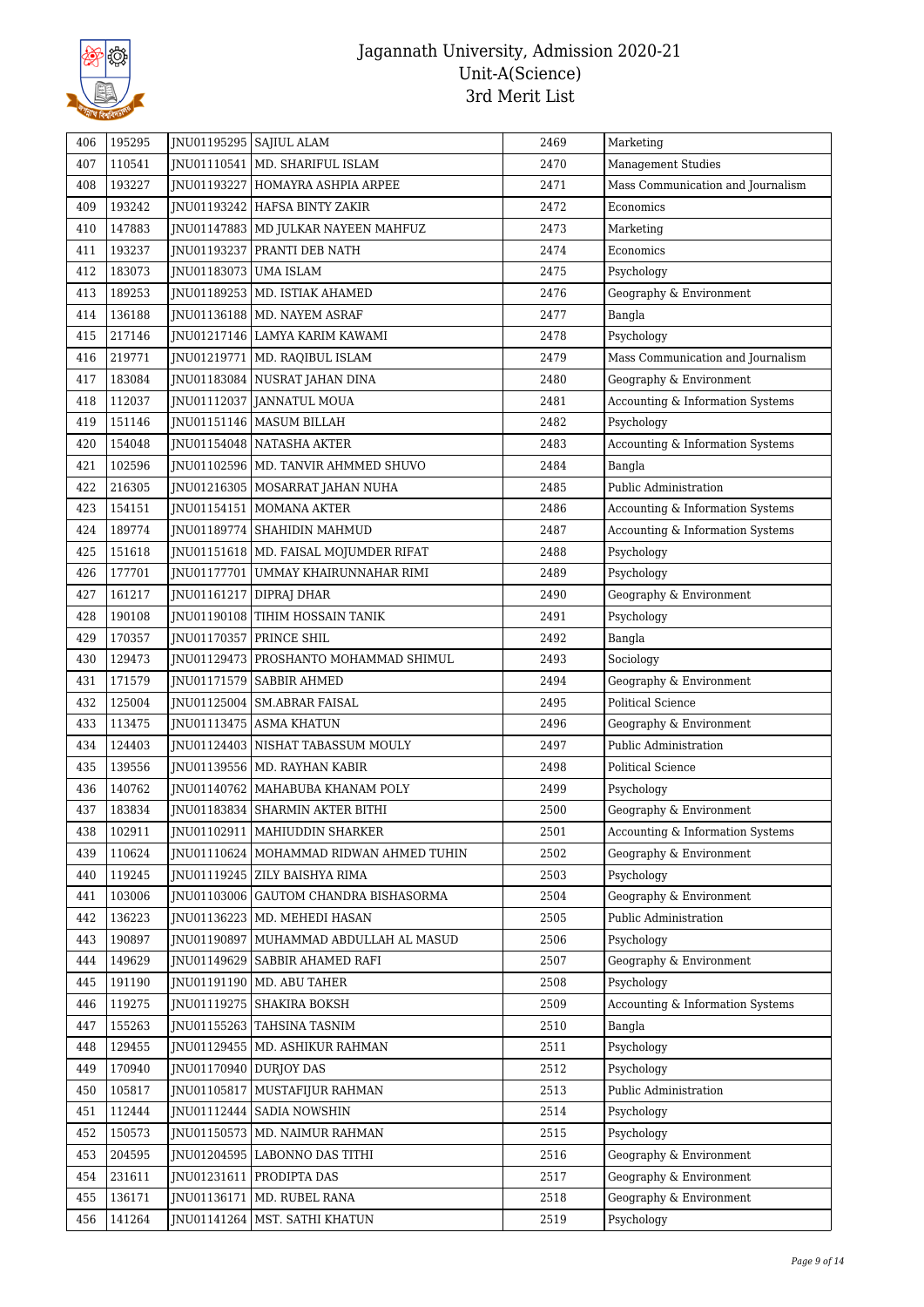| 406 | 195295 | JNU01195295 | SAJIUL ALAM | 2469 | Marketing |
|---|---|---|---|---|---|
| 407 | 110541 | JNU01110541 | MD. SHARIFUL ISLAM | 2470 | Management Studies |
| 408 | 193227 | JNU01193227 | HOMAYRA ASHPIA ARPEE | 2471 | Mass Communication and Journalism |
| 409 | 193242 | JNU01193242 | HAFSA BINTY ZAKIR | 2472 | Economics |
| 410 | 147883 | JNU01147883 | MD JULKAR NAYEEN MAHFUZ | 2473 | Marketing |
| 411 | 193237 | JNU01193237 | PRANTI DEB NATH | 2474 | Economics |
| 412 | 183073 | JNU01183073 | UMA ISLAM | 2475 | Psychology |
| 413 | 189253 | JNU01189253 | MD. ISTIAK AHAMED | 2476 | Geography & Environment |
| 414 | 136188 | JNU01136188 | MD. NAYEM ASRAF | 2477 | Bangla |
| 415 | 217146 | JNU01217146 | LAMYA KARIM KAWAMI | 2478 | Psychology |
| 416 | 219771 | JNU01219771 | MD. RAQIBUL ISLAM | 2479 | Mass Communication and Journalism |
| 417 | 183084 | JNU01183084 | NUSRAT JAHAN DINA | 2480 | Geography & Environment |
| 418 | 112037 | JNU01112037 | JANNATUL MOUA | 2481 | Accounting & Information Systems |
| 419 | 151146 | JNU01151146 | MASUM BILLAH | 2482 | Psychology |
| 420 | 154048 | JNU01154048 | NATASHA AKTER | 2483 | Accounting & Information Systems |
| 421 | 102596 | JNU01102596 | MD. TANVIR AHMMED SHUVO | 2484 | Bangla |
| 422 | 216305 | JNU01216305 | MOSARRAT JAHAN NUHA | 2485 | Public Administration |
| 423 | 154151 | JNU01154151 | MOMANA AKTER | 2486 | Accounting & Information Systems |
| 424 | 189774 | JNU01189774 | SHAHIDIN MAHMUD | 2487 | Accounting & Information Systems |
| 425 | 151618 | JNU01151618 | MD. FAISAL MOJUMDER RIFAT | 2488 | Psychology |
| 426 | 177701 | JNU01177701 | UMMAY KHAIRUNNAHAR RIMI | 2489 | Psychology |
| 427 | 161217 | JNU01161217 | DIPRAJ DHAR | 2490 | Geography & Environment |
| 428 | 190108 | JNU01190108 | TIHIM HOSSAIN TANIK | 2491 | Psychology |
| 429 | 170357 | JNU01170357 | PRINCE SHIL | 2492 | Bangla |
| 430 | 129473 | JNU01129473 | PROSHANTO MOHAMMAD SHIMUL | 2493 | Sociology |
| 431 | 171579 | JNU01171579 | SABBIR AHMED | 2494 | Geography & Environment |
| 432 | 125004 | JNU01125004 | SM.ABRAR FAISAL | 2495 | Political Science |
| 433 | 113475 | JNU01113475 | ASMA KHATUN | 2496 | Geography & Environment |
| 434 | 124403 | JNU01124403 | NISHAT TABASSUM MOULY | 2497 | Public Administration |
| 435 | 139556 | JNU01139556 | MD. RAYHAN KABIR | 2498 | Political Science |
| 436 | 140762 | JNU01140762 | MAHABUBA KHANAM POLY | 2499 | Psychology |
| 437 | 183834 | JNU01183834 | SHARMIN AKTER BITHI | 2500 | Geography & Environment |
| 438 | 102911 | JNU01102911 | MAHIUDDIN SHARKER | 2501 | Accounting & Information Systems |
| 439 | 110624 | JNU01110624 | MOHAMMAD RIDWAN AHMED TUHIN | 2502 | Geography & Environment |
| 440 | 119245 | JNU01119245 | ZILY BAISHYA RIMA | 2503 | Psychology |
| 441 | 103006 | JNU01103006 | GAUTOM CHANDRA BISHASORMA | 2504 | Geography & Environment |
| 442 | 136223 | JNU01136223 | MD. MEHEDI HASAN | 2505 | Public Administration |
| 443 | 190897 | JNU01190897 | MUHAMMAD ABDULLAH AL MASUD | 2506 | Psychology |
| 444 | 149629 | JNU01149629 | SABBIR AHAMED RAFI | 2507 | Geography & Environment |
| 445 | 191190 | JNU01191190 | MD. ABU TAHER | 2508 | Psychology |
| 446 | 119275 | JNU01119275 | SHAKIRA BOKSH | 2509 | Accounting & Information Systems |
| 447 | 155263 | JNU01155263 | TAHSINA TASNIM | 2510 | Bangla |
| 448 | 129455 | JNU01129455 | MD. ASHIKUR RAHMAN | 2511 | Psychology |
| 449 | 170940 | JNU01170940 | DURJOY DAS | 2512 | Psychology |
| 450 | 105817 | JNU01105817 | MUSTAFIJUR RAHMAN | 2513 | Public Administration |
| 451 | 112444 | JNU01112444 | SADIA NOWSHIN | 2514 | Psychology |
| 452 | 150573 | JNU01150573 | MD. NAIMUR RAHMAN | 2515 | Psychology |
| 453 | 204595 | JNU01204595 | LABONNO DAS TITHI | 2516 | Geography & Environment |
| 454 | 231611 | JNU01231611 | PRODIPTA DAS | 2517 | Geography & Environment |
| 455 | 136171 | JNU01136171 | MD. RUBEL RANA | 2518 | Geography & Environment |
| 456 | 141264 | JNU01141264 | MST. SATHI KHATUN | 2519 | Psychology |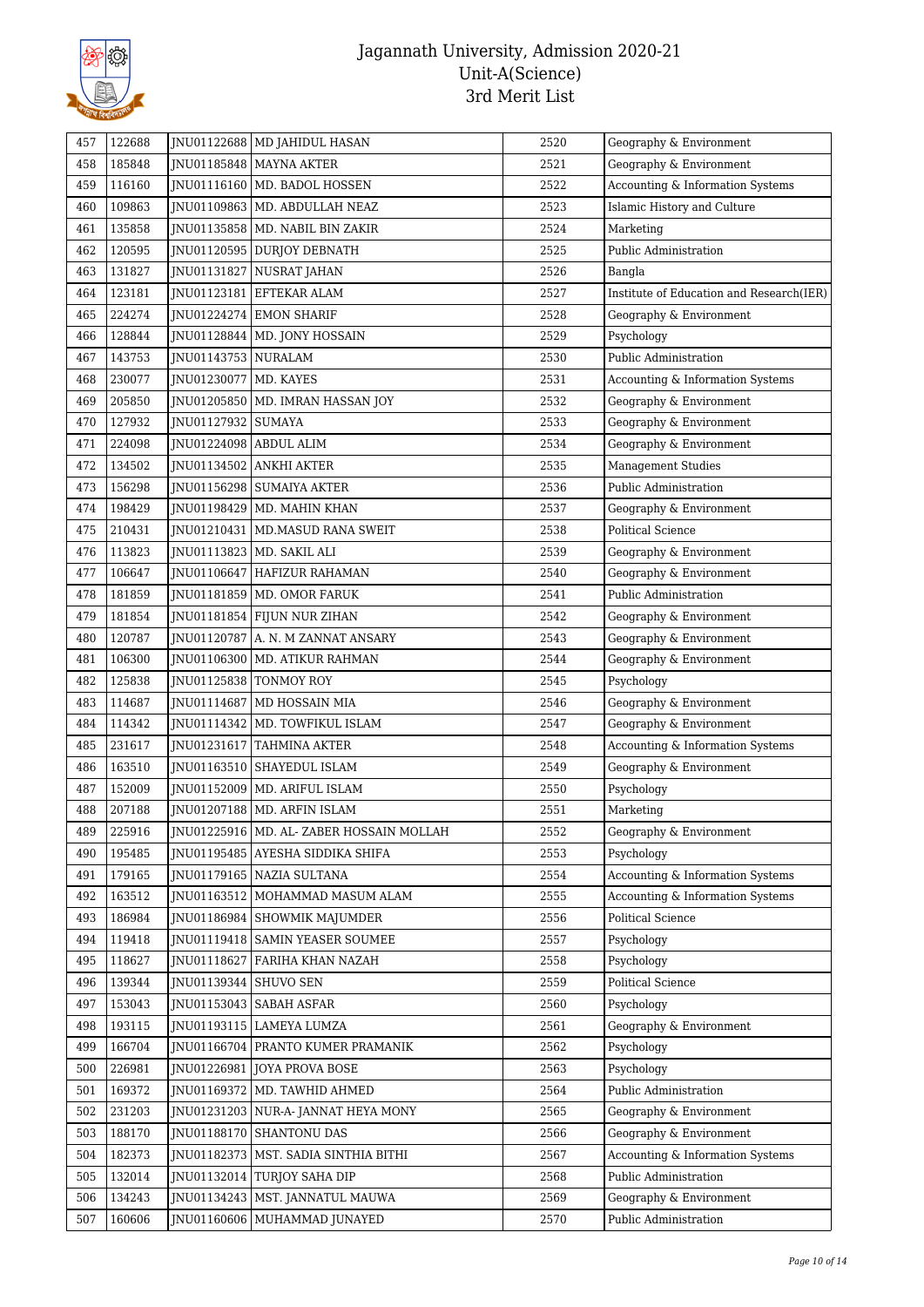# Jagannath University, Admission 2020-21
## Unit-A(Science)
### 3rd Merit List

| | | | | | |
|---|---|---|---|---|---|
| 457 | 122688 | JNU01122688 | MD JAHIDUL HASAN | 2520 | Geography & Environment |
| 458 | 185848 | JNU01185848 | MAYNA AKTER | 2521 | Geography & Environment |
| 459 | 116160 | JNU01116160 | MD. BADOL HOSSEN | 2522 | Accounting & Information Systems |
| 460 | 109863 | JNU01109863 | MD. ABDULLAH NEAZ | 2523 | Islamic History and Culture |
| 461 | 135858 | JNU01135858 | MD. NABIL BIN ZAKIR | 2524 | Marketing |
| 462 | 120595 | JNU01120595 | DURJOY DEBNATH | 2525 | Public Administration |
| 463 | 131827 | JNU01131827 | NUSRAT JAHAN | 2526 | Bangla |
| 464 | 123181 | JNU01123181 | EFTEKAR ALAM | 2527 | Institute of Education and Research(IER) |
| 465 | 224274 | JNU01224274 | EMON SHARIF | 2528 | Geography & Environment |
| 466 | 128844 | JNU01128844 | MD. JONY HOSSAIN | 2529 | Psychology |
| 467 | 143753 | JNU01143753 | NURALAM | 2530 | Public Administration |
| 468 | 230077 | JNU01230077 | MD. KAYES | 2531 | Accounting & Information Systems |
| 469 | 205850 | JNU01205850 | MD. IMRAN HASSAN JOY | 2532 | Geography & Environment |
| 470 | 127932 | JNU01127932 | SUMAYA | 2533 | Geography & Environment |
| 471 | 224098 | JNU01224098 | ABDUL ALIM | 2534 | Geography & Environment |
| 472 | 134502 | JNU01134502 | ANKHI AKTER | 2535 | Management Studies |
| 473 | 156298 | JNU01156298 | SUMAIYA AKTER | 2536 | Public Administration |
| 474 | 198429 | JNU01198429 | MD. MAHIN KHAN | 2537 | Geography & Environment |
| 475 | 210431 | JNU01210431 | MD.MASUD RANA SWEIT | 2538 | Political Science |
| 476 | 113823 | JNU01113823 | MD. SAKIL ALI | 2539 | Geography & Environment |
| 477 | 106647 | JNU01106647 | HAFIZUR RAHAMAN | 2540 | Geography & Environment |
| 478 | 181859 | JNU01181859 | MD. OMOR FARUK | 2541 | Public Administration |
| 479 | 181854 | JNU01181854 | FIJUN NUR ZIHAN | 2542 | Geography & Environment |
| 480 | 120787 | JNU01120787 | A. N. M ZANNAT ANSARY | 2543 | Geography & Environment |
| 481 | 106300 | JNU01106300 | MD. ATIKUR RAHMAN | 2544 | Geography & Environment |
| 482 | 125838 | JNU01125838 | TONMOY ROY | 2545 | Psychology |
| 483 | 114687 | JNU01114687 | MD HOSSAIN MIA | 2546 | Geography & Environment |
| 484 | 114342 | JNU01114342 | MD. TOWFIKUL ISLAM | 2547 | Geography & Environment |
| 485 | 231617 | JNU01231617 | TAHMINA AKTER | 2548 | Accounting & Information Systems |
| 486 | 163510 | JNU01163510 | SHAYEDUL ISLAM | 2549 | Geography & Environment |
| 487 | 152009 | JNU01152009 | MD. ARIFUL ISLAM | 2550 | Psychology |
| 488 | 207188 | JNU01207188 | MD. ARFIN ISLAM | 2551 | Marketing |
| 489 | 225916 | JNU01225916 | MD. AL- ZABER HOSSAIN MOLLAH | 2552 | Geography & Environment |
| 490 | 195485 | JNU01195485 | AYESHA SIDDIKA SHIFA | 2553 | Psychology |
| 491 | 179165 | JNU01179165 | NAZIA SULTANA | 2554 | Accounting & Information Systems |
| 492 | 163512 | JNU01163512 | MOHAMMAD MASUM ALAM | 2555 | Accounting & Information Systems |
| 493 | 186984 | JNU01186984 | SHOWMIK MAJUMDER | 2556 | Political Science |
| 494 | 119418 | JNU01119418 | SAMIN YEASER SOUMEE | 2557 | Psychology |
| 495 | 118627 | JNU01118627 | FARIHA KHAN NAZAH | 2558 | Psychology |
| 496 | 139344 | JNU01139344 | SHUVO SEN | 2559 | Political Science |
| 497 | 153043 | JNU01153043 | SABAH ASFAR | 2560 | Psychology |
| 498 | 193115 | JNU01193115 | LAMEYA LUMZA | 2561 | Geography & Environment |
| 499 | 166704 | JNU01166704 | PRANTO KUMER PRAMANIK | 2562 | Psychology |
| 500 | 226981 | JNU01226981 | JOYA PROVA BOSE | 2563 | Psychology |
| 501 | 169372 | JNU01169372 | MD. TAWHID AHMED | 2564 | Public Administration |
| 502 | 231203 | JNU01231203 | NUR-A- JANNAT HEYA MONY | 2565 | Geography & Environment |
| 503 | 188170 | JNU01188170 | SHANTONU DAS | 2566 | Geography & Environment |
| 504 | 182373 | JNU01182373 | MST. SADIA SINTHIA BITHI | 2567 | Accounting & Information Systems |
| 505 | 132014 | JNU01132014 | TURJOY SAHA DIP | 2568 | Public Administration |
| 506 | 134243 | JNU01134243 | MST. JANNATUL MAUWA | 2569 | Geography & Environment |
| 507 | 160606 | JNU01160606 | MUHAMMAD JUNAYED | 2570 | Public Administration |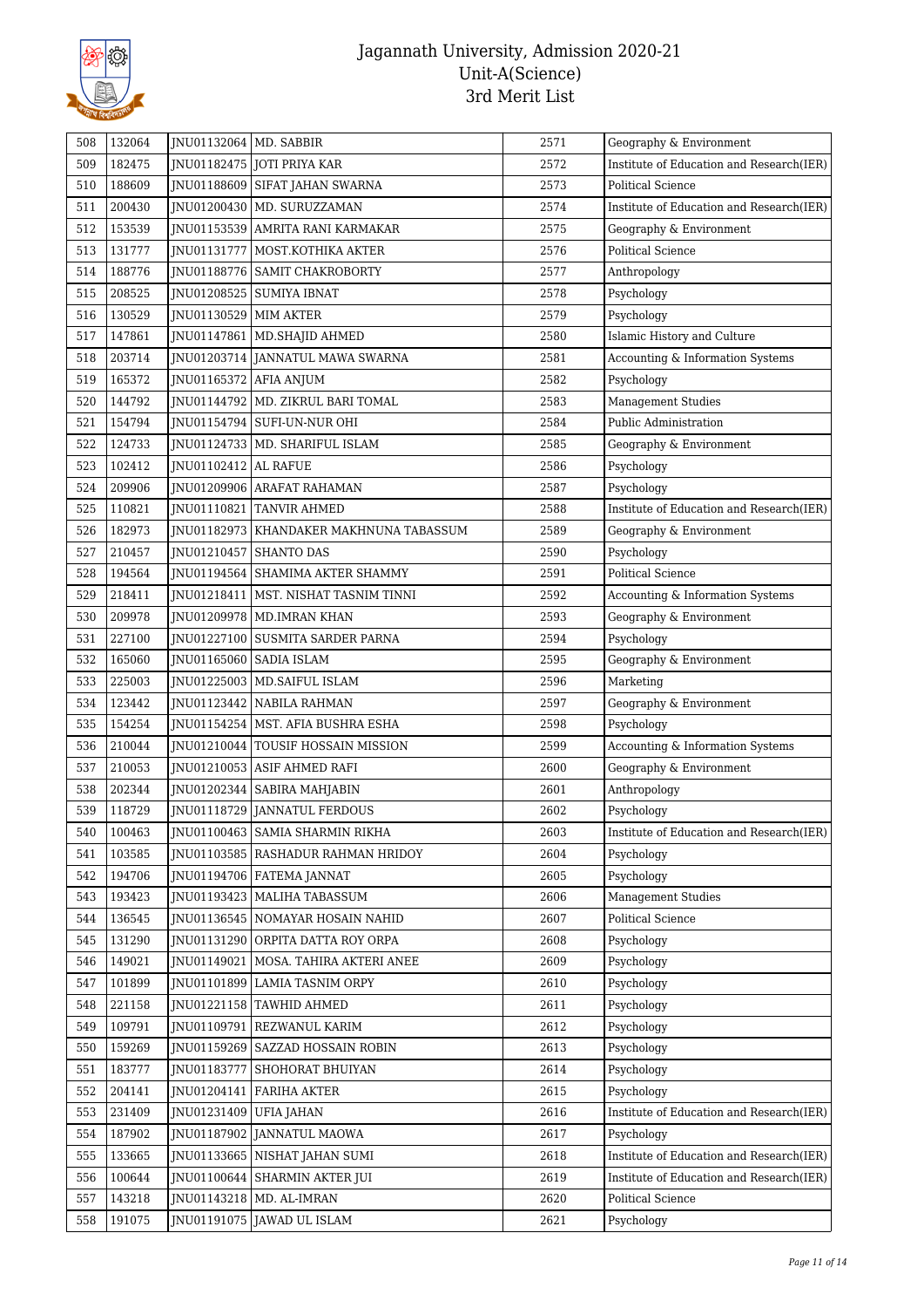# Jagannath University, Admission 2020-21
## Unit-A(Science)
### 3rd Merit List

| | | | | | |
|---|---|---|---|---|---|
| 508 | 132064 | JNU01132064 | MD. SABBIR | 2571 | Geography & Environment |
| 509 | 182475 | JNU01182475 | JOTI PRIYA KAR | 2572 | Institute of Education and Research(IER) |
| 510 | 188609 | JNU01188609 | SIFAT JAHAN SWARNA | 2573 | Political Science |
| 511 | 200430 | JNU01200430 | MD. SURUZZAMAN | 2574 | Institute of Education and Research(IER) |
| 512 | 153539 | JNU01153539 | AMRITA RANI KARMAKAR | 2575 | Geography & Environment |
| 513 | 131777 | JNU01131777 | MOST.KOTHIKA AKTER | 2576 | Political Science |
| 514 | 188776 | JNU01188776 | SAMIT CHAKROBORTY | 2577 | Anthropology |
| 515 | 208525 | JNU01208525 | SUMIYA IBNAT | 2578 | Psychology |
| 516 | 130529 | JNU01130529 | MIM AKTER | 2579 | Psychology |
| 517 | 147861 | JNU01147861 | MD.SHAJID AHMED | 2580 | Islamic History and Culture |
| 518 | 203714 | JNU01203714 | JANNATUL MAWA SWARNA | 2581 | Accounting & Information Systems |
| 519 | 165372 | JNU01165372 | AFIA ANJUM | 2582 | Psychology |
| 520 | 144792 | JNU01144792 | MD. ZIKRUL BARI TOMAL | 2583 | Management Studies |
| 521 | 154794 | JNU01154794 | SUFI-UN-NUR OHI | 2584 | Public Administration |
| 522 | 124733 | JNU01124733 | MD. SHARIFUL ISLAM | 2585 | Geography & Environment |
| 523 | 102412 | JNU01102412 | AL RAFUE | 2586 | Psychology |
| 524 | 209906 | JNU01209906 | ARAFAT RAHAMAN | 2587 | Psychology |
| 525 | 110821 | JNU01110821 | TANVIR AHMED | 2588 | Institute of Education and Research(IER) |
| 526 | 182973 | JNU01182973 | KHANDAKER MAKHNUNA TABASSUM | 2589 | Geography & Environment |
| 527 | 210457 | JNU01210457 | SHANTO DAS | 2590 | Psychology |
| 528 | 194564 | JNU01194564 | SHAMIMA AKTER SHAMMY | 2591 | Political Science |
| 529 | 218411 | JNU01218411 | MST. NISHAT TASNIM TINNI | 2592 | Accounting & Information Systems |
| 530 | 209978 | JNU01209978 | MD.IMRAN KHAN | 2593 | Geography & Environment |
| 531 | 227100 | JNU01227100 | SUSMITA SARDER PARNA | 2594 | Psychology |
| 532 | 165060 | JNU01165060 | SADIA ISLAM | 2595 | Geography & Environment |
| 533 | 225003 | JNU01225003 | MD.SAIFUL ISLAM | 2596 | Marketing |
| 534 | 123442 | JNU01123442 | NABILA RAHMAN | 2597 | Geography & Environment |
| 535 | 154254 | JNU01154254 | MST. AFIA BUSHRA ESHA | 2598 | Psychology |
| 536 | 210044 | JNU01210044 | TOUSIF HOSSAIN MISSION | 2599 | Accounting & Information Systems |
| 537 | 210053 | JNU01210053 | ASIF AHMED RAFI | 2600 | Geography & Environment |
| 538 | 202344 | JNU01202344 | SABIRA MAHJABIN | 2601 | Anthropology |
| 539 | 118729 | JNU01118729 | JANNATUL FERDOUS | 2602 | Psychology |
| 540 | 100463 | JNU01100463 | SAMIA SHARMIN RIKHA | 2603 | Institute of Education and Research(IER) |
| 541 | 103585 | JNU01103585 | RASHADUR RAHMAN HRIDOY | 2604 | Psychology |
| 542 | 194706 | JNU01194706 | FATEMA JANNAT | 2605 | Psychology |
| 543 | 193423 | JNU01193423 | MALIHA TABASSUM | 2606 | Management Studies |
| 544 | 136545 | JNU01136545 | NOMAYAR HOSAIN NAHID | 2607 | Political Science |
| 545 | 131290 | JNU01131290 | ORPITA DATTA ROY ORPA | 2608 | Psychology |
| 546 | 149021 | JNU01149021 | MOSA. TAHIRA AKTERI ANEE | 2609 | Psychology |
| 547 | 101899 | JNU01101899 | LAMIA TASNIM ORPY | 2610 | Psychology |
| 548 | 221158 | JNU01221158 | TAWHID AHMED | 2611 | Psychology |
| 549 | 109791 | JNU01109791 | REZWANUL KARIM | 2612 | Psychology |
| 550 | 159269 | JNU01159269 | SAZZAD HOSSAIN ROBIN | 2613 | Psychology |
| 551 | 183777 | JNU01183777 | SHOHORAT BHUIYAN | 2614 | Psychology |
| 552 | 204141 | JNU01204141 | FARIHA AKTER | 2615 | Psychology |
| 553 | 231409 | JNU01231409 | UFIA JAHAN | 2616 | Institute of Education and Research(IER) |
| 554 | 187902 | JNU01187902 | JANNATUL MAOWA | 2617 | Psychology |
| 555 | 133665 | JNU01133665 | NISHAT JAHAN SUMI | 2618 | Institute of Education and Research(IER) |
| 556 | 100644 | JNU01100644 | SHARMIN AKTER JUI | 2619 | Institute of Education and Research(IER) |
| 557 | 143218 | JNU01143218 | MD. AL-IMRAN | 2620 | Political Science |
| 558 | 191075 | JNU01191075 | JAWAD UL ISLAM | 2621 | Psychology |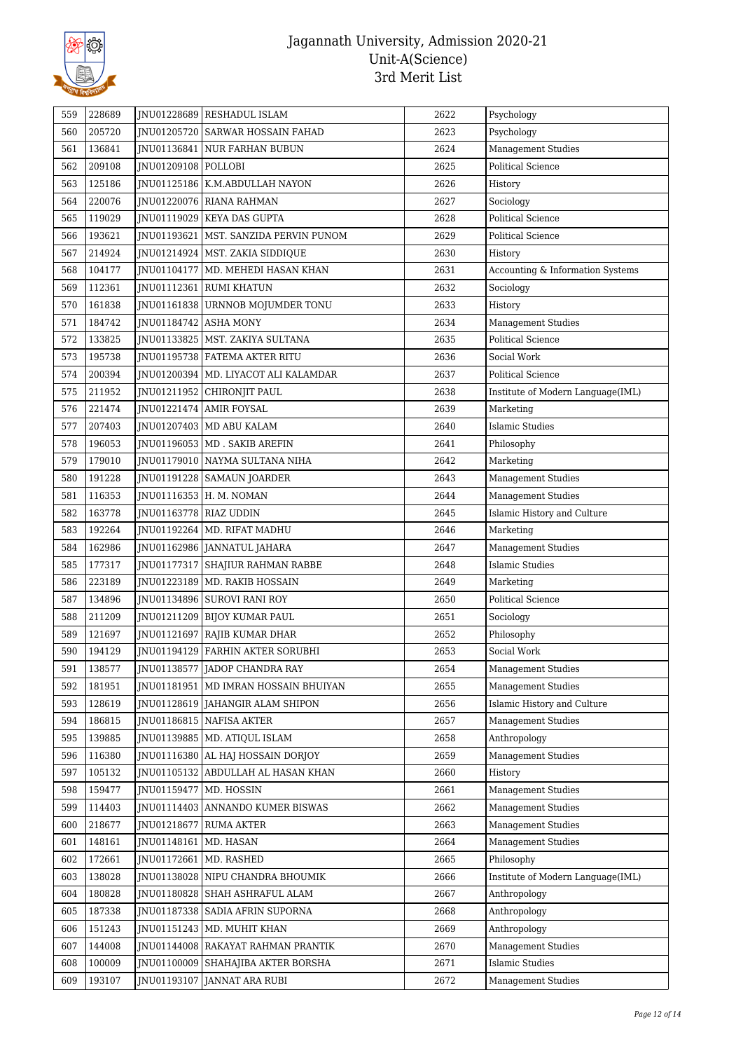| 559 | 228689 | JNU01228689 | RESHADUL ISLAM | 2622 | Psychology |
|---|---|---|---|---|---|
| 560 | 205720 | JNU01205720 | SARWAR HOSSAIN FAHAD | 2623 | Psychology |
| 561 | 136841 | JNU01136841 | NUR FARHAN BUBUN | 2624 | Management Studies |
| 562 | 209108 | JNU01209108 | POLLOBI | 2625 | Political Science |
| 563 | 125186 | JNU01125186 | K.M.ABDULLAH NAYON | 2626 | History |
| 564 | 220076 | JNU01220076 | RIANA RAHMAN | 2627 | Sociology |
| 565 | 119029 | JNU01119029 | KEYA DAS GUPTA | 2628 | Political Science |
| 566 | 193621 | JNU01193621 | MST. SANZIDA PERVIN PUNOM | 2629 | Political Science |
| 567 | 214924 | JNU01214924 | MST. ZAKIA SIDDIQUE | 2630 | History |
| 568 | 104177 | JNU01104177 | MD. MEHEDI HASAN KHAN | 2631 | Accounting & Information Systems |
| 569 | 112361 | JNU01112361 | RUMI KHATUN | 2632 | Sociology |
| 570 | 161838 | JNU01161838 | URNNOB MOJUMDER TONU | 2633 | History |
| 571 | 184742 | JNU01184742 | ASHA MONY | 2634 | Management Studies |
| 572 | 133825 | JNU01133825 | MST. ZAKIYA SULTANA | 2635 | Political Science |
| 573 | 195738 | JNU01195738 | FATEMA AKTER RITU | 2636 | Social Work |
| 574 | 200394 | JNU01200394 | MD. LIYACOT ALI KALAMDAR | 2637 | Political Science |
| 575 | 211952 | JNU01211952 | CHIRONJIT PAUL | 2638 | Institute of Modern Language(IML) |
| 576 | 221474 | JNU01221474 | AMIR FOYSAL | 2639 | Marketing |
| 577 | 207403 | JNU01207403 | MD ABU KALAM | 2640 | Islamic Studies |
| 578 | 196053 | JNU01196053 | MD . SAKIB AREFIN | 2641 | Philosophy |
| 579 | 179010 | JNU01179010 | NAYMA SULTANA NIHA | 2642 | Marketing |
| 580 | 191228 | JNU01191228 | SAMAUN JOARDER | 2643 | Management Studies |
| 581 | 116353 | JNU01116353 | H. M. NOMAN | 2644 | Management Studies |
| 582 | 163778 | JNU01163778 | RIAZ UDDIN | 2645 | Islamic History and Culture |
| 583 | 192264 | JNU01192264 | MD. RIFAT MADHU | 2646 | Marketing |
| 584 | 162986 | JNU01162986 | JANNATUL JAHARA | 2647 | Management Studies |
| 585 | 177317 | JNU01177317 | SHAJIUR RAHMAN RABBE | 2648 | Islamic Studies |
| 586 | 223189 | JNU01223189 | MD. RAKIB HOSSAIN | 2649 | Marketing |
| 587 | 134896 | JNU01134896 | SUROVI RANI ROY | 2650 | Political Science |
| 588 | 211209 | JNU01211209 | BIJOY KUMAR PAUL | 2651 | Sociology |
| 589 | 121697 | JNU01121697 | RAJIB KUMAR DHAR | 2652 | Philosophy |
| 590 | 194129 | JNU01194129 | FARHIN AKTER SORUBHI | 2653 | Social Work |
| 591 | 138577 | JNU01138577 | JADOP CHANDRA RAY | 2654 | Management Studies |
| 592 | 181951 | JNU01181951 | MD IMRAN HOSSAIN BHUIYAN | 2655 | Management Studies |
| 593 | 128619 | JNU01128619 | JAHANGIR ALAM SHIPON | 2656 | Islamic History and Culture |
| 594 | 186815 | JNU01186815 | NAFISA AKTER | 2657 | Management Studies |
| 595 | 139885 | JNU01139885 | MD. ATIQUL ISLAM | 2658 | Anthropology |
| 596 | 116380 | JNU01116380 | AL HAJ HOSSAIN DORJOY | 2659 | Management Studies |
| 597 | 105132 | JNU01105132 | ABDULLAH AL HASAN KHAN | 2660 | History |
| 598 | 159477 | JNU01159477 | MD. HOSSIN | 2661 | Management Studies |
| 599 | 114403 | JNU01114403 | ANNANDO KUMER BISWAS | 2662 | Management Studies |
| 600 | 218677 | JNU01218677 | RUMA AKTER | 2663 | Management Studies |
| 601 | 148161 | JNU01148161 | MD. HASAN | 2664 | Management Studies |
| 602 | 172661 | JNU01172661 | MD. RASHED | 2665 | Philosophy |
| 603 | 138028 | JNU01138028 | NIPU CHANDRA BHOUMIK | 2666 | Institute of Modern Language(IML) |
| 604 | 180828 | JNU01180828 | SHAH ASHRAFUL ALAM | 2667 | Anthropology |
| 605 | 187338 | JNU01187338 | SADIA AFRIN SUPORNA | 2668 | Anthropology |
| 606 | 151243 | JNU01151243 | MD. MUHIT KHAN | 2669 | Anthropology |
| 607 | 144008 | JNU01144008 | RAKAYAT RAHMAN PRANTIK | 2670 | Management Studies |
| 608 | 100009 | JNU01100009 | SHAHAJIBA AKTER BORSHA | 2671 | Islamic Studies |
| 609 | 193107 | JNU01193107 | JANNAT ARA RUBI | 2672 | Management Studies |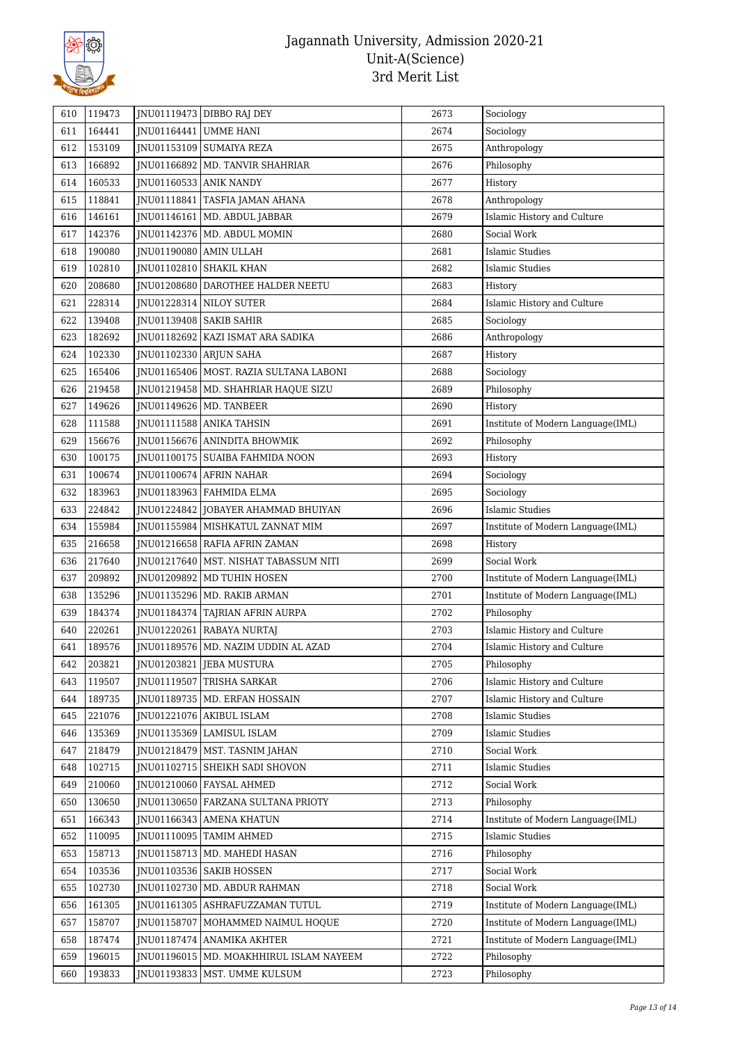# Jagannath University, Admission 2020-21
## Unit-A(Science)
## 3rd Merit List

| | | | | | |
|---|---|---|---|---|---|
| 610 | 119473 | JNU01119473 | DIBBO RAJ DEY | 2673 | Sociology |
| 611 | 164441 | JNU01164441 | UMME HANI | 2674 | Sociology |
| 612 | 153109 | JNU01153109 | SUMAIYA REZA | 2675 | Anthropology |
| 613 | 166892 | JNU01166892 | MD. TANVIR SHAHRIAR | 2676 | Philosophy |
| 614 | 160533 | JNU01160533 | ANIK NANDY | 2677 | History |
| 615 | 118841 | JNU01118841 | TASFIA JAMAN AHANA | 2678 | Anthropology |
| 616 | 146161 | JNU01146161 | MD. ABDUL JABBAR | 2679 | Islamic History and Culture |
| 617 | 142376 | JNU01142376 | MD. ABDUL MOMIN | 2680 | Social Work |
| 618 | 190080 | JNU01190080 | AMIN ULLAH | 2681 | Islamic Studies |
| 619 | 102810 | JNU01102810 | SHAKIL KHAN | 2682 | Islamic Studies |
| 620 | 208680 | JNU01208680 | DAROTHEE HALDER NEETU | 2683 | History |
| 621 | 228314 | JNU01228314 | NILOY SUTER | 2684 | Islamic History and Culture |
| 622 | 139408 | JNU01139408 | SAKIB SAHIR | 2685 | Sociology |
| 623 | 182692 | JNU01182692 | KAZI ISMAT ARA SADIKA | 2686 | Anthropology |
| 624 | 102330 | JNU01102330 | ARJUN SAHA | 2687 | History |
| 625 | 165406 | JNU01165406 | MOST. RAZIA SULTANA LABONI | 2688 | Sociology |
| 626 | 219458 | JNU01219458 | MD. SHAHRIAR HAQUE SIZU | 2689 | Philosophy |
| 627 | 149626 | JNU01149626 | MD. TANBEER | 2690 | History |
| 628 | 111588 | JNU01111588 | ANIKA TAHSIN | 2691 | Institute of Modern Language(IML) |
| 629 | 156676 | JNU01156676 | ANINDITA BHOWMIK | 2692 | Philosophy |
| 630 | 100175 | JNU01100175 | SUAIBA FAHMIDA NOON | 2693 | History |
| 631 | 100674 | JNU01100674 | AFRIN NAHAR | 2694 | Sociology |
| 632 | 183963 | JNU01183963 | FAHMIDA ELMA | 2695 | Sociology |
| 633 | 224842 | JNU01224842 | JOBAYER AHAMMAD BHUIYAN | 2696 | Islamic Studies |
| 634 | 155984 | JNU01155984 | MISHKATUL ZANNAT MIM | 2697 | Institute of Modern Language(IML) |
| 635 | 216658 | JNU01216658 | RAFIA AFRIN ZAMAN | 2698 | History |
| 636 | 217640 | JNU01217640 | MST. NISHAT TABASSUM NITI | 2699 | Social Work |
| 637 | 209892 | JNU01209892 | MD TUHIN HOSEN | 2700 | Institute of Modern Language(IML) |
| 638 | 135296 | JNU01135296 | MD. RAKIB ARMAN | 2701 | Institute of Modern Language(IML) |
| 639 | 184374 | JNU01184374 | TAJRIAN AFRIN AURPA | 2702 | Philosophy |
| 640 | 220261 | JNU01220261 | RABAYA NURTAJ | 2703 | Islamic History and Culture |
| 641 | 189576 | JNU01189576 | MD. NAZIM UDDIN AL AZAD | 2704 | Islamic History and Culture |
| 642 | 203821 | JNU01203821 | JEBA MUSTURA | 2705 | Philosophy |
| 643 | 119507 | JNU01119507 | TRISHA SARKAR | 2706 | Islamic History and Culture |
| 644 | 189735 | JNU01189735 | MD. ERFAN HOSSAIN | 2707 | Islamic History and Culture |
| 645 | 221076 | JNU01221076 | AKIBUL ISLAM | 2708 | Islamic Studies |
| 646 | 135369 | JNU01135369 | LAMISUL ISLAM | 2709 | Islamic Studies |
| 647 | 218479 | JNU01218479 | MST. TASNIM JAHAN | 2710 | Social Work |
| 648 | 102715 | JNU01102715 | SHEIKH SADI SHOVON | 2711 | Islamic Studies |
| 649 | 210060 | JNU01210060 | FAYSAL AHMED | 2712 | Social Work |
| 650 | 130650 | JNU01130650 | FARZANA SULTANA PRIOTY | 2713 | Philosophy |
| 651 | 166343 | JNU01166343 | AMENA KHATUN | 2714 | Institute of Modern Language(IML) |
| 652 | 110095 | JNU01110095 | TAMIM AHMED | 2715 | Islamic Studies |
| 653 | 158713 | JNU01158713 | MD. MAHEDI HASAN | 2716 | Philosophy |
| 654 | 103536 | JNU01103536 | SAKIB HOSSEN | 2717 | Social Work |
| 655 | 102730 | JNU01102730 | MD. ABDUR RAHMAN | 2718 | Social Work |
| 656 | 161305 | JNU01161305 | ASHRAFUZZAMAN TUTUL | 2719 | Institute of Modern Language(IML) |
| 657 | 158707 | JNU01158707 | MOHAMMED NAIMUL HOQUE | 2720 | Institute of Modern Language(IML) |
| 658 | 187474 | JNU01187474 | ANAMIKA AKHTER | 2721 | Institute of Modern Language(IML) |
| 659 | 196015 | JNU01196015 | MD. MOAKHHIRUL ISLAM NAYEEM | 2722 | Philosophy |
| 660 | 193833 | JNU01193833 | MST. UMME KULSUM | 2723 | Philosophy |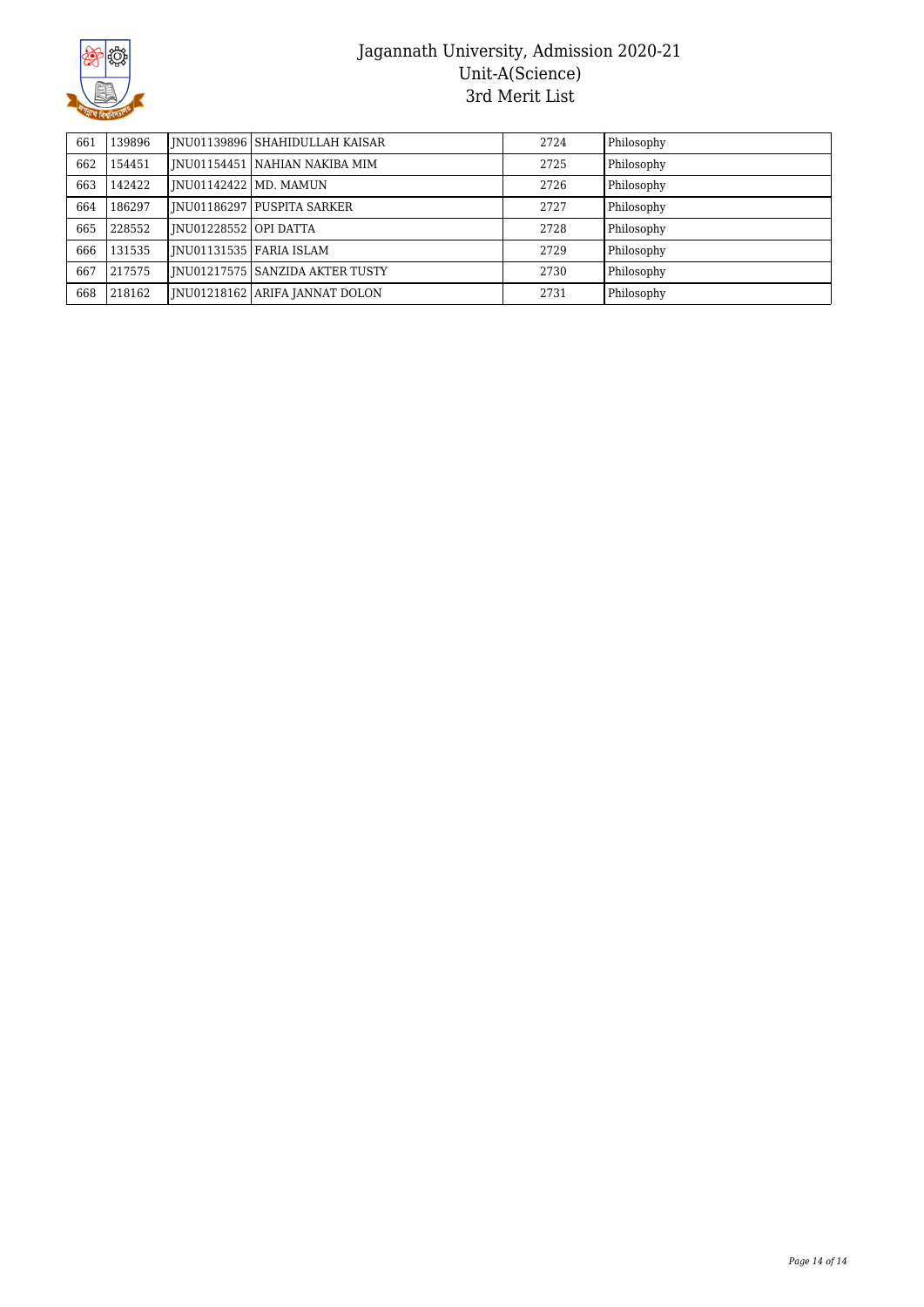# Jagannath University, Admission 2020-21
## Unit-A(Science)
## 3rd Merit List

| | | | | | |
|---|---|---|---|---|---|
| 661 | 139896 | JNU01139896 | SHAHIDULLAH KAISAR | 2724 | Philosophy |
| 662 | 154451 | JNU01154451 | NAHIAN NAKIBA MIM | 2725 | Philosophy |
| 663 | 142422 | JNU01142422 | MD. MAMUN | 2726 | Philosophy |
| 664 | 186297 | JNU01186297 | PUSPITA SARKER | 2727 | Philosophy |
| 665 | 228552 | JNU01228552 | OPI DATTA | 2728 | Philosophy |
| 666 | 131535 | JNU01131535 | FARIA ISLAM | 2729 | Philosophy |
| 667 | 217575 | JNU01217575 | SANZIDA AKTER TUSTY | 2730 | Philosophy |
| 668 | 218162 | JNU01218162 | ARIFA JANNAT DOLON | 2731 | Philosophy |